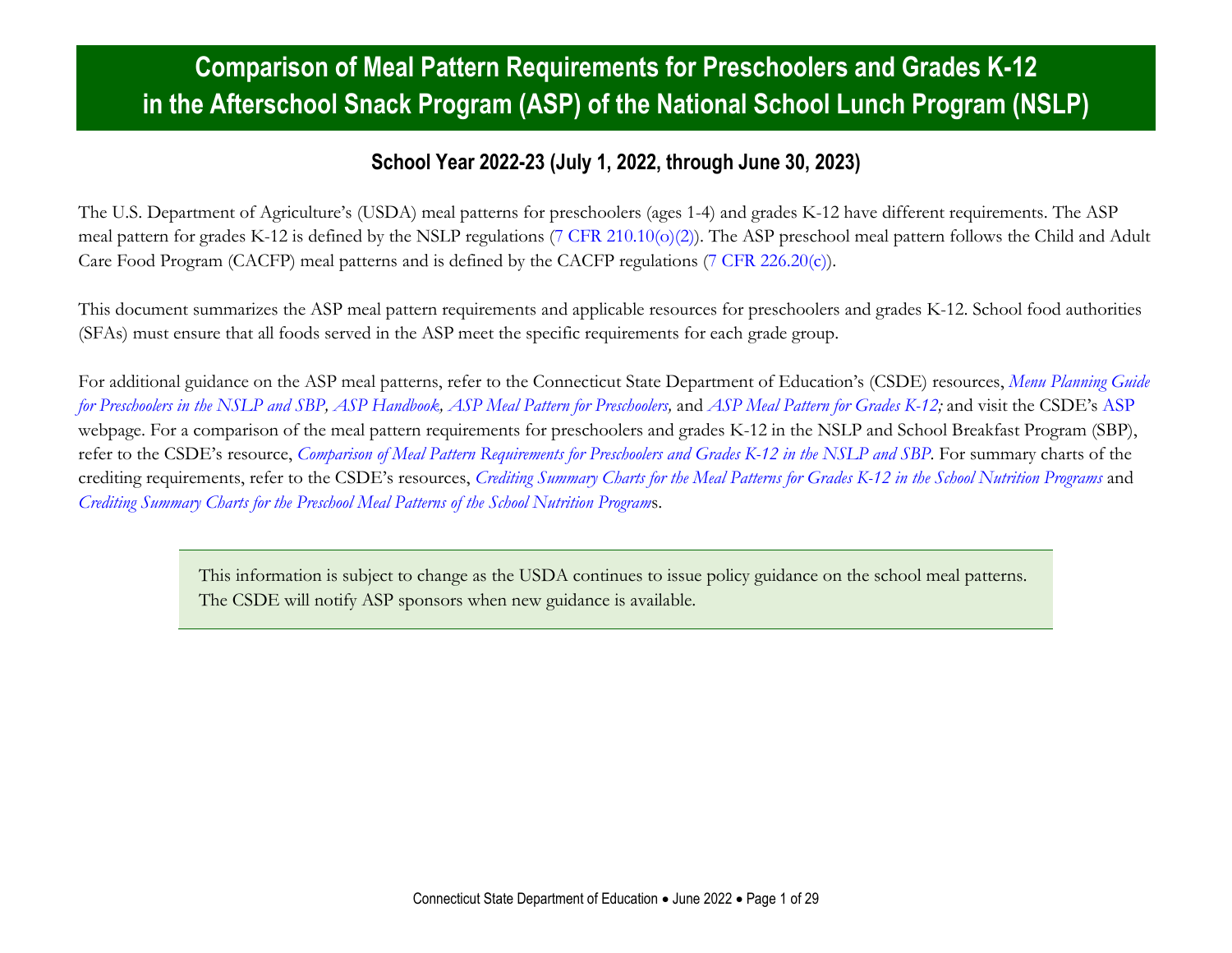# Comparison of Meal Pattern Requirements for Preschoolers and Grades K-12 in the Afterschool Snack Program (ASP) of the National School Lunch Program (NSLP)

## School Year 2022-23 (July 1, 2022, through June 30, 2023)

The U.S. Department of Agriculture's (USDA) meal patterns for preschoolers (ages 1-4) and grades K-12 have different requirements. The ASP meal pattern for grades K-12 is defined by the NSLP regulations (7 CFR 210.10(o)(2)). The ASP preschool meal pattern follows the Child and Adult Care Food Program (CACFP) meal patterns and is defined by the CACFP regulations (7 CFR 226.20(c)).

This document summarizes the ASP meal pattern requirements and applicable resources for preschoolers and grades K-12. School food authorities (SFAs) must ensure that all foods served in the ASP meet the specific requirements for each grade group.

For additional guidance on the ASP meal patterns, refer to the Connecticut State Department of Education's (CSDE) resources, *Menu Planning Guide for Preschoolers in the NSLP and SBP, ASP Handbook, ASP Meal Pattern for Preschoolers,* and *ASP Meal Pattern for Grades K-12;* and visit the CSDE's ASP webpage. For a comparison of the meal pattern requirements for preschoolers and grades K-12 in the NSLP and School Breakfast Program (SBP), refer to the CSDE's resource, *Comparison of Meal Pattern Requirements for Preschoolers and Grades K-12 in the NSLP and SBP*. For summary charts of the crediting requirements, refer to the CSDE's resources, *Crediting Summary Charts for the Meal Patterns for Grades K-12 in the School Nutrition Programs* and *Crediting Summary Charts for the Preschool Meal Patterns of the School Nutrition Programs*.

> This information is subject to change as the USDA continues to issue policy guidance on the school meal patterns. The CSDE will notify ASP sponsors when new guidance is available.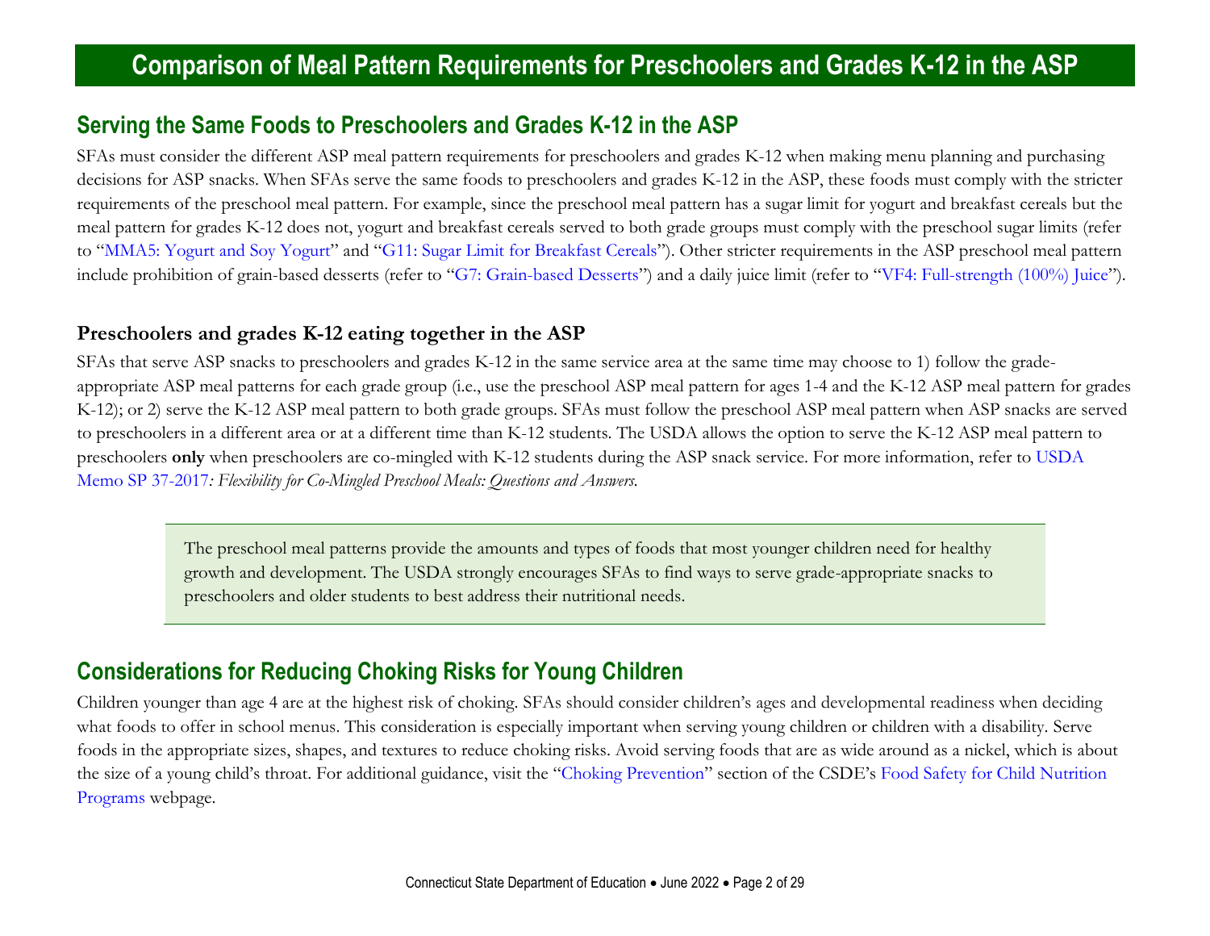# Comparison of Meal Pattern Requirements for Preschoolers and Grades K-12 in the ASP

## Serving the Same Foods to Preschoolers and Grades K-12 in the ASP

SFAs must consider the different ASP meal pattern requirements for preschoolers and grades K-12 when making menu planning and purchasing decisions for ASP snacks. When SFAs serve the same foods to preschoolers and grades K-12 in the ASP, these foods must comply with the stricter requirements of the preschool meal pattern. For example, since the preschool meal pattern has a sugar limit for yogurt and breakfast cereals but the meal pattern for grades K-12 does not, yogurt and breakfast cereals served to both grade groups must comply with the preschool sugar limits (refer to "MMA5: Yogurt and Soy Yogurt" and "G11: Sugar Limit for Breakfast Cereals"). Other stricter requirements in the ASP preschool meal pattern include prohibition of grain-based desserts (refer to "G7: Grain-based Desserts") and a daily juice limit (refer to "VF4: Full-strength (100%) Juice").

### Preschoolers and grades K-12 eating together in the ASP

SFAs that serve ASP snacks to preschoolers and grades K-12 in the same service area at the same time may choose to 1) follow the grade-appropriate ASP meal patterns for each grade group (i.e., use the preschool ASP meal pattern for ages 1-4 and the K-12 ASP meal pattern for grades K-12); or 2) serve the K-12 ASP meal pattern to both grade groups. SFAs must follow the preschool ASP meal pattern when ASP snacks are served to preschoolers in a different area or at a different time than K-12 students. The USDA allows the option to serve the K-12 ASP meal pattern to preschoolers **only** when preschoolers are co-mingled with K-12 students during the ASP snack service. For more information, refer to USDA Memo SP 37-2017*: Flexibility for Co-Mingled Preschool Meals: Questions and Answers*.

> The preschool meal patterns provide the amounts and types of foods that most younger children need for healthy growth and development. The USDA strongly encourages SFAs to find ways to serve grade-appropriate snacks to preschoolers and older students to best address their nutritional needs.

## Considerations for Reducing Choking Risks for Young Children

Children younger than age 4 are at the highest risk of choking. SFAs should consider children's ages and developmental readiness when deciding what foods to offer in school menus. This consideration is especially important when serving young children or children with a disability. Serve foods in the appropriate sizes, shapes, and textures to reduce choking risks. Avoid serving foods that are as wide around as a nickel, which is about the size of a young child's throat. For additional guidance, visit the "Choking Prevention" section of the CSDE's Food Safety for Child Nutrition Programs webpage.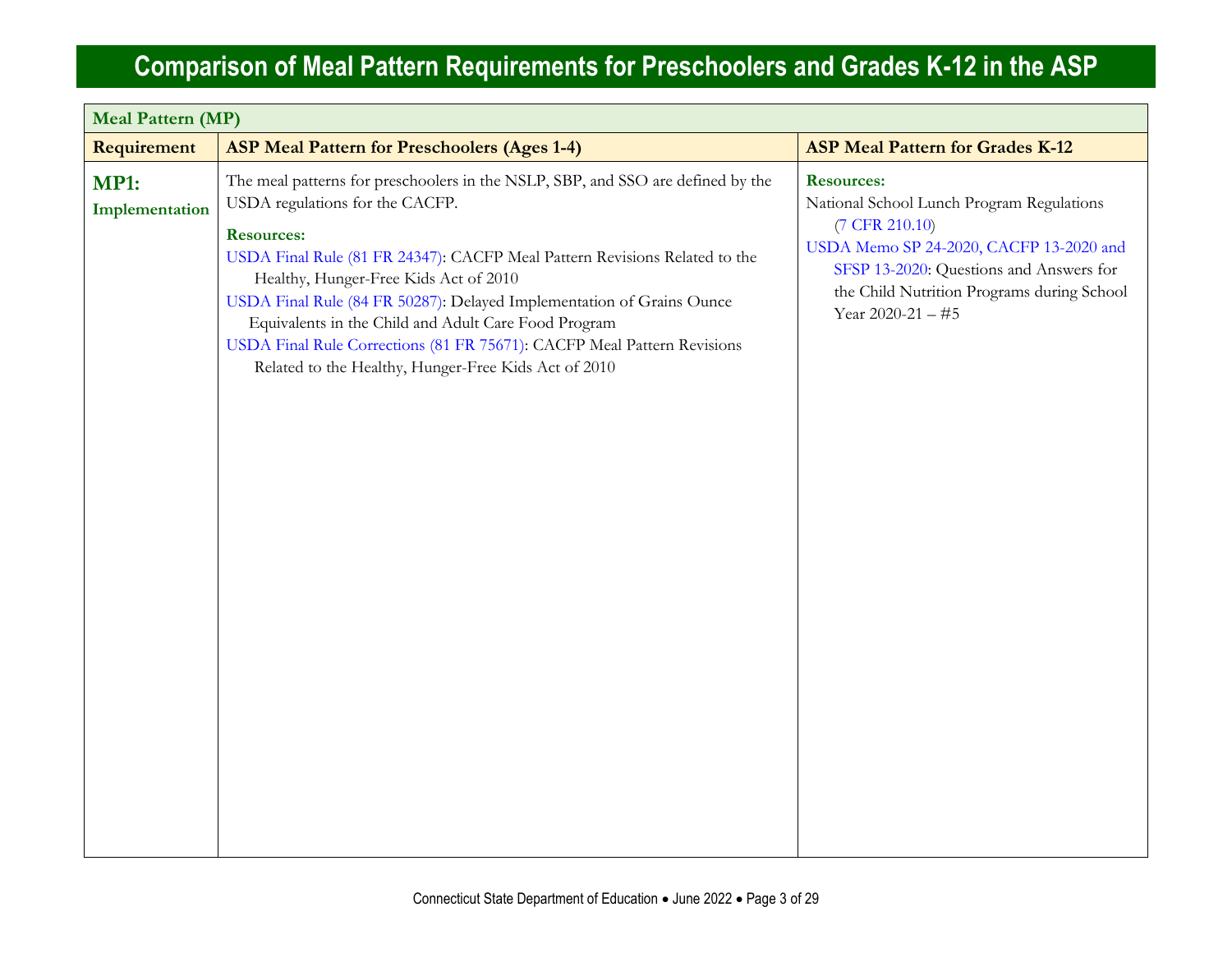# Comparison of Meal Pattern Requirements for Preschoolers and Grades K-12 in the ASP

| Meal Pattern (MP) | | |
|---|---|---|
| **Requirement** | **ASP Meal Pattern for Preschoolers (Ages 1-4)** | **ASP Meal Pattern for Grades K-12** |
| **MP1: Implementation** | The meal patterns for preschoolers in the NSLP, SBP, and SSO are defined by the USDA regulations for the CACFP.<br><br>**Resources:**<br>USDA Final Rule (81 FR 24347): CACFP Meal Pattern Revisions Related to the Healthy, Hunger-Free Kids Act of 2010<br>USDA Final Rule (84 FR 50287): Delayed Implementation of Grains Ounce Equivalents in the Child and Adult Care Food Program<br>USDA Final Rule Corrections (81 FR 75671): CACFP Meal Pattern Revisions Related to the Healthy, Hunger-Free Kids Act of 2010 | **Resources:**<br>National School Lunch Program Regulations (7 CFR 210.10)<br>USDA Memo SP 24-2020, CACFP 13-2020 and SFSP 13-2020: Questions and Answers for the Child Nutrition Programs during School Year 2020-21 – #5 |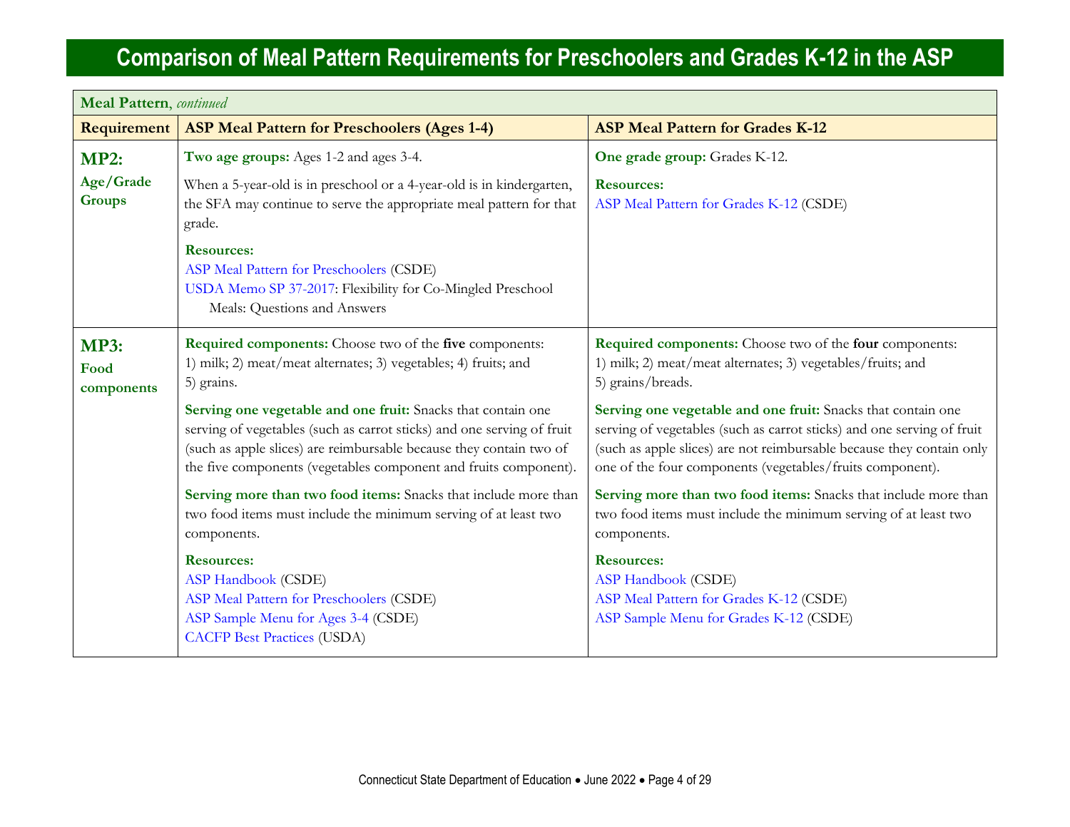# Comparison of Meal Pattern Requirements for Preschoolers and Grades K-12 in the ASP

| **Meal Pattern**, *continued* | | |
|---|---|---|
| **Requirement** | **ASP Meal Pattern for Preschoolers (Ages 1-4)** | **ASP Meal Pattern for Grades K-12** |
| **MP2: Age/Grade Groups** | **Two age groups:** Ages 1-2 and ages 3-4.<br><br>When a 5-year-old is in preschool or a 4-year-old is in kindergarten, the SFA may continue to serve the appropriate meal pattern for that grade.<br><br>**Resources:**<br>ASP Meal Pattern for Preschoolers (CSDE)<br>USDA Memo SP 37-2017: Flexibility for Co-Mingled Preschool Meals: Questions and Answers | **One grade group:** Grades K-12.<br><br>**Resources:**<br>ASP Meal Pattern for Grades K-12 (CSDE) |
| **MP3: Food components** | **Required components:** Choose two of the **five** components: 1) milk; 2) meat/meat alternates; 3) vegetables; 4) fruits; and 5) grains.<br><br>**Serving one vegetable and one fruit:** Snacks that contain one serving of vegetables (such as carrot sticks) and one serving of fruit (such as apple slices) are reimbursable because they contain two of the five components (vegetables component and fruits component).<br><br>**Serving more than two food items:** Snacks that include more than two food items must include the minimum serving of at least two components.<br><br>**Resources:**<br>ASP Handbook (CSDE)<br>ASP Meal Pattern for Preschoolers (CSDE)<br>ASP Sample Menu for Ages 3-4 (CSDE)<br>CACFP Best Practices (USDA) | **Required components:** Choose two of the **four** components: 1) milk; 2) meat/meat alternates; 3) vegetables/fruits; and 5) grains/breads.<br><br>**Serving one vegetable and one fruit:** Snacks that contain one serving of vegetables (such as carrot sticks) and one serving of fruit (such as apple slices) are not reimbursable because they contain only one of the four components (vegetables/fruits component).<br><br>**Serving more than two food items:** Snacks that include more than two food items must include the minimum serving of at least two components.<br><br>**Resources:**<br>ASP Handbook (CSDE)<br>ASP Meal Pattern for Grades K-12 (CSDE)<br>ASP Sample Menu for Grades K-12 (CSDE) |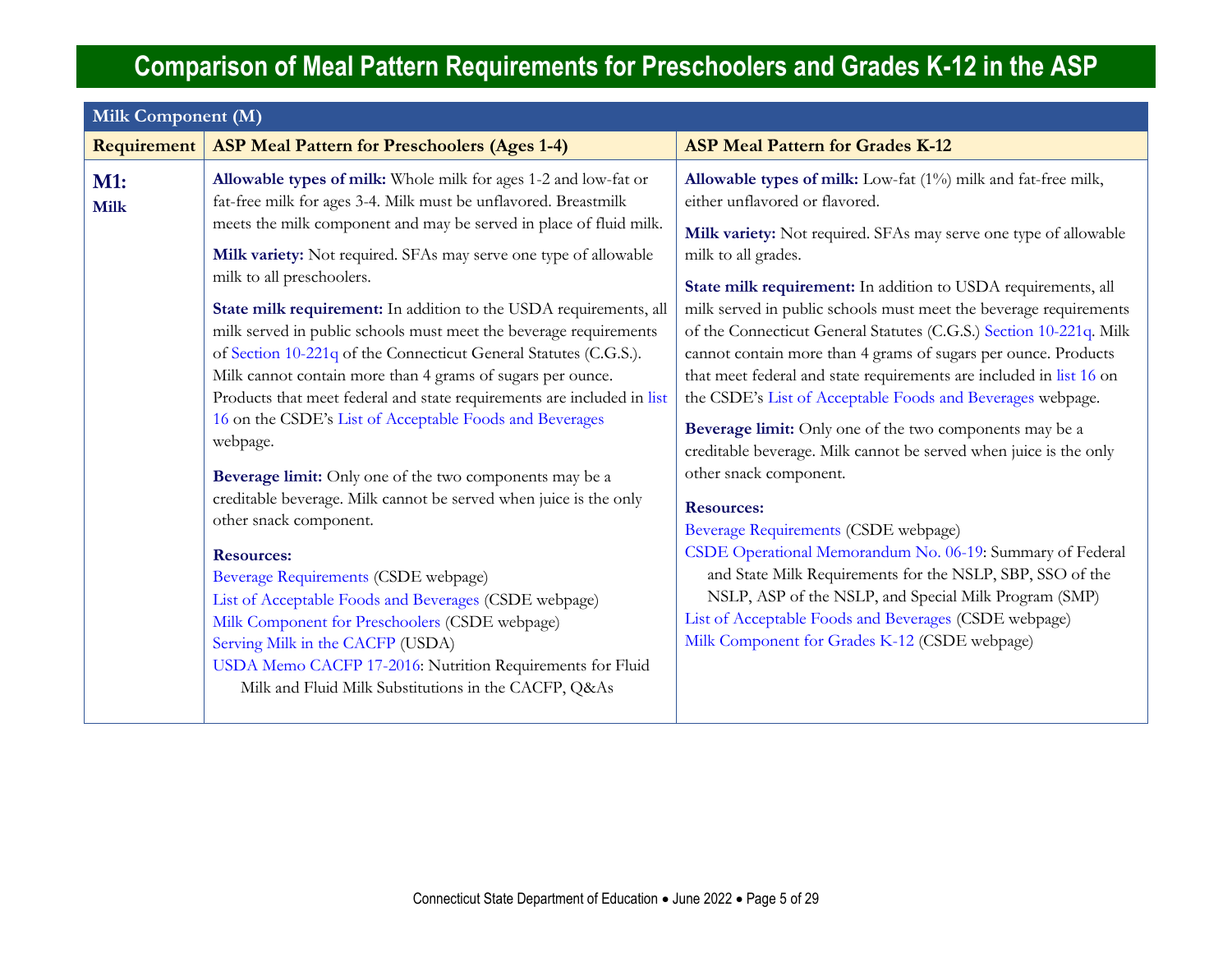# Comparison of Meal Pattern Requirements for Preschoolers and Grades K-12 in the ASP

| Milk Component (M) | | |
|---|---|---|
| **Requirement** | **ASP Meal Pattern for Preschoolers (Ages 1-4)** | **ASP Meal Pattern for Grades K-12** |
| **M1: Milk** | **Allowable types of milk:** Whole milk for ages 1-2 and low-fat or fat-free milk for ages 3-4. Milk must be unflavored. Breastmilk meets the milk component and may be served in place of fluid milk.<br><br>**Milk variety:** Not required. SFAs may serve one type of allowable milk to all preschoolers.<br><br>**State milk requirement:** In addition to the USDA requirements, all milk served in public schools must meet the beverage requirements of Section 10-221q of the Connecticut General Statutes (C.G.S.). Milk cannot contain more than 4 grams of sugars per ounce. Products that meet federal and state requirements are included in list 16 on the CSDE's List of Acceptable Foods and Beverages webpage.<br><br>**Beverage limit:** Only one of the two components may be a creditable beverage. Milk cannot be served when juice is the only other snack component.<br><br>**Resources:**<br>Beverage Requirements (CSDE webpage)<br>List of Acceptable Foods and Beverages (CSDE webpage)<br>Milk Component for Preschoolers (CSDE webpage)<br>Serving Milk in the CACFP (USDA)<br>USDA Memo CACFP 17-2016: Nutrition Requirements for Fluid Milk and Fluid Milk Substitutions in the CACFP, Q&As | **Allowable types of milk:** Low-fat (1%) milk and fat-free milk, either unflavored or flavored.<br><br>**Milk variety:** Not required. SFAs may serve one type of allowable milk to all grades.<br><br>**State milk requirement:** In addition to USDA requirements, all milk served in public schools must meet the beverage requirements of the Connecticut General Statutes (C.G.S.) Section 10-221q. Milk cannot contain more than 4 grams of sugars per ounce. Products that meet federal and state requirements are included in list 16 on the CSDE's List of Acceptable Foods and Beverages webpage.<br><br>**Beverage limit:** Only one of the two components may be a creditable beverage. Milk cannot be served when juice is the only other snack component.<br><br>**Resources:**<br>Beverage Requirements (CSDE webpage)<br>CSDE Operational Memorandum No. 06-19: Summary of Federal and State Milk Requirements for the NSLP, SBP, SSO of the NSLP, ASP of the NSLP, and Special Milk Program (SMP)<br>List of Acceptable Foods and Beverages (CSDE webpage)<br>Milk Component for Grades K-12 (CSDE webpage) |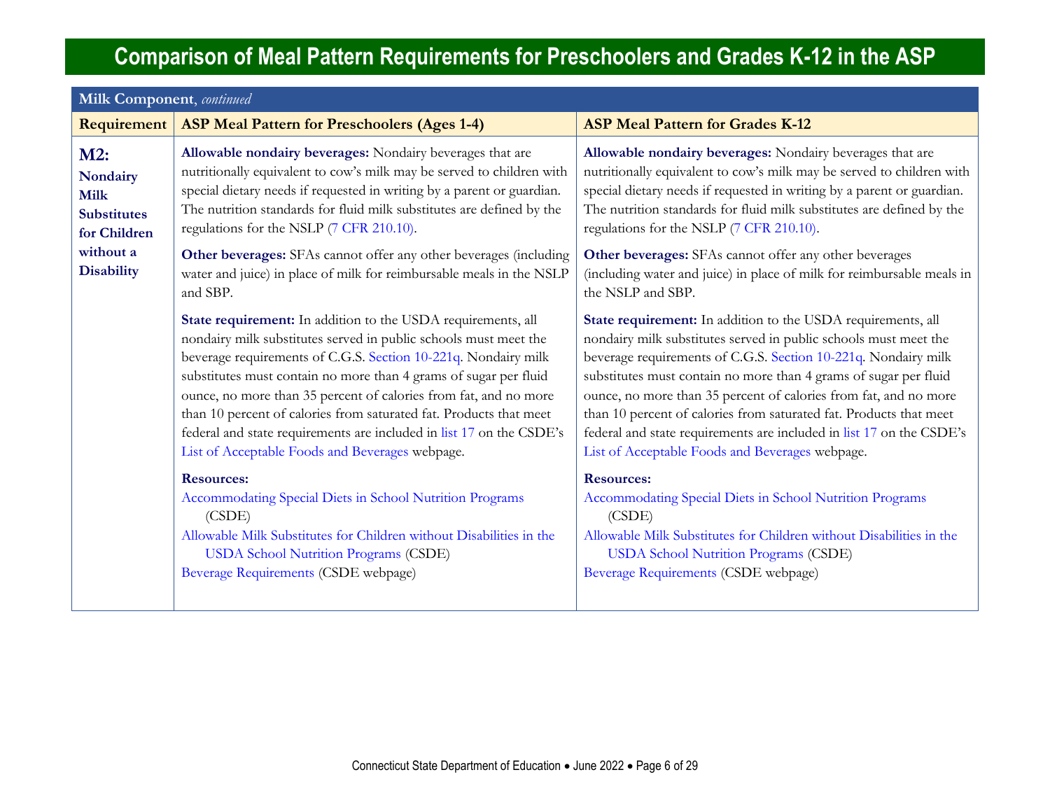# Comparison of Meal Pattern Requirements for Preschoolers and Grades K-12 in the ASP

| **Milk Component**, *continued* | | |
|---|---|---|
| **Requirement** | **ASP Meal Pattern for Preschoolers (Ages 1-4)** | **ASP Meal Pattern for Grades K-12** |
| **M2: Nondairy Milk Substitutes for Children without a Disability** | **Allowable nondairy beverages:** Nondairy beverages that are nutritionally equivalent to cow's milk may be served to children with special dietary needs if requested in writing by a parent or guardian. The nutrition standards for fluid milk substitutes are defined by the regulations for the NSLP (7 CFR 210.10).<br><br>**Other beverages:** SFAs cannot offer any other beverages (including water and juice) in place of milk for reimbursable meals in the NSLP and SBP.<br><br>**State requirement:** In addition to the USDA requirements, all nondairy milk substitutes served in public schools must meet the beverage requirements of C.G.S. Section 10-221q. Nondairy milk substitutes must contain no more than 4 grams of sugar per fluid ounce, no more than 35 percent of calories from fat, and no more than 10 percent of calories from saturated fat. Products that meet federal and state requirements are included in list 17 on the CSDE's List of Acceptable Foods and Beverages webpage.<br><br>**Resources:**<br>Accommodating Special Diets in School Nutrition Programs (CSDE)<br>Allowable Milk Substitutes for Children without Disabilities in the USDA School Nutrition Programs (CSDE)<br>Beverage Requirements (CSDE webpage) | **Allowable nondairy beverages:** Nondairy beverages that are nutritionally equivalent to cow's milk may be served to children with special dietary needs if requested in writing by a parent or guardian. The nutrition standards for fluid milk substitutes are defined by the regulations for the NSLP (7 CFR 210.10).<br><br>**Other beverages:** SFAs cannot offer any other beverages (including water and juice) in place of milk for reimbursable meals in the NSLP and SBP.<br><br>**State requirement:** In addition to the USDA requirements, all nondairy milk substitutes served in public schools must meet the beverage requirements of C.G.S. Section 10-221q. Nondairy milk substitutes must contain no more than 4 grams of sugar per fluid ounce, no more than 35 percent of calories from fat, and no more than 10 percent of calories from saturated fat. Products that meet federal and state requirements are included in list 17 on the CSDE's List of Acceptable Foods and Beverages webpage.<br><br>**Resources:**<br>Accommodating Special Diets in School Nutrition Programs (CSDE)<br>Allowable Milk Substitutes for Children without Disabilities in the USDA School Nutrition Programs (CSDE)<br>Beverage Requirements (CSDE webpage) |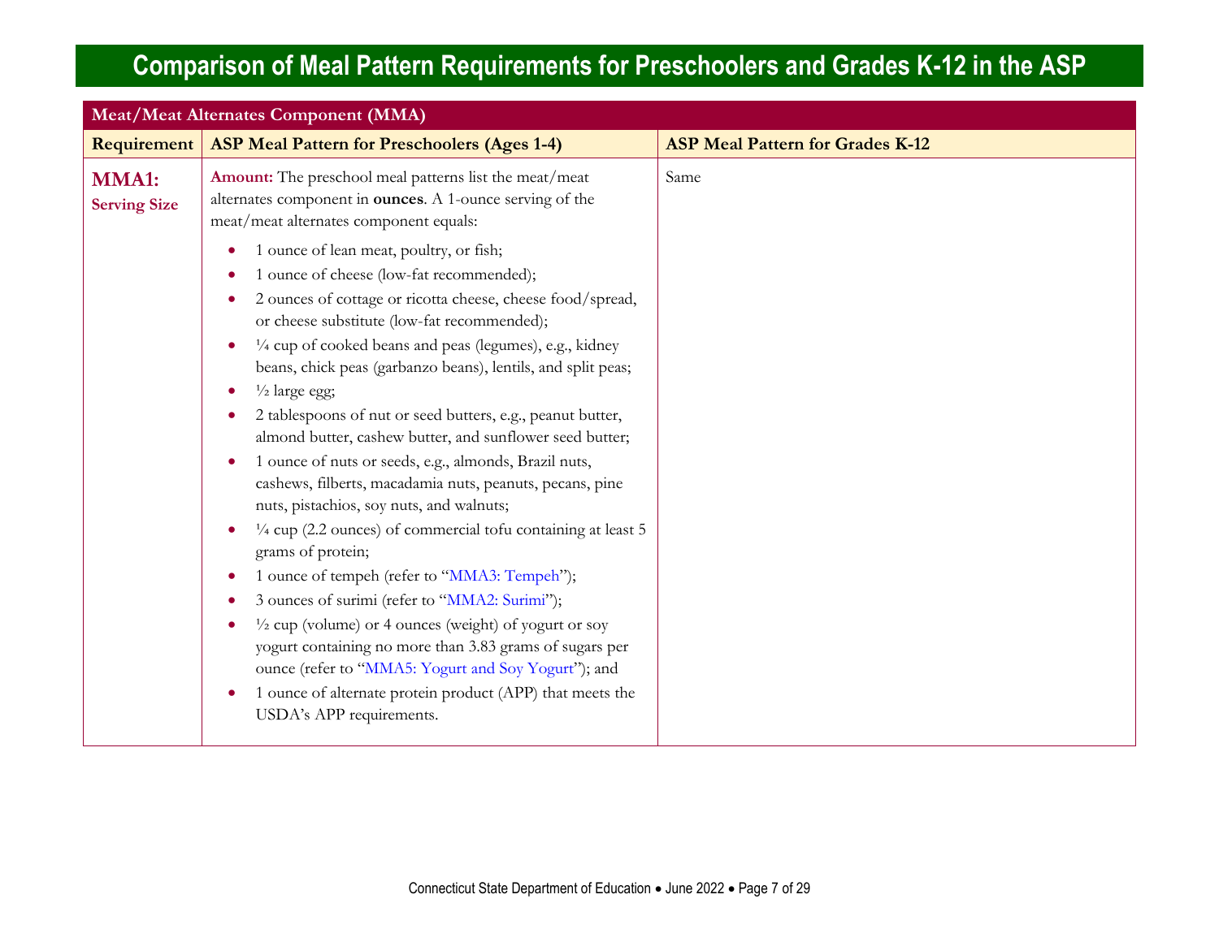# Comparison of Meal Pattern Requirements for Preschoolers and Grades K-12 in the ASP

| Meat/Meat Alternates Component (MMA) | | |
|---|---|---|
| **Requirement** | **ASP Meal Pattern for Preschoolers (Ages 1-4)** | **ASP Meal Pattern for Grades K-12** |
| **MMA1: Serving Size** | **Amount:** The preschool meal patterns list the meat/meat alternates component in **ounces**. A 1-ounce serving of the meat/meat alternates component equals:<br>• 1 ounce of lean meat, poultry, or fish;<br>• 1 ounce of cheese (low-fat recommended);<br>• 2 ounces of cottage or ricotta cheese, cheese food/spread, or cheese substitute (low-fat recommended);<br>• ¼ cup of cooked beans and peas (legumes), e.g., kidney beans, chick peas (garbanzo beans), lentils, and split peas;<br>• ½ large egg;<br>• 2 tablespoons of nut or seed butters, e.g., peanut butter, almond butter, cashew butter, and sunflower seed butter;<br>• 1 ounce of nuts or seeds, e.g., almonds, Brazil nuts, cashews, filberts, macadamia nuts, peanuts, pecans, pine nuts, pistachios, soy nuts, and walnuts;<br>• ¼ cup (2.2 ounces) of commercial tofu containing at least 5 grams of protein;<br>• 1 ounce of tempeh (refer to "MMA3: Tempeh");<br>• 3 ounces of surimi (refer to "MMA2: Surimi");<br>• ½ cup (volume) or 4 ounces (weight) of yogurt or soy yogurt containing no more than 3.83 grams of sugars per ounce (refer to "MMA5: Yogurt and Soy Yogurt"); and<br>• 1 ounce of alternate protein product (APP) that meets the USDA's APP requirements. | Same |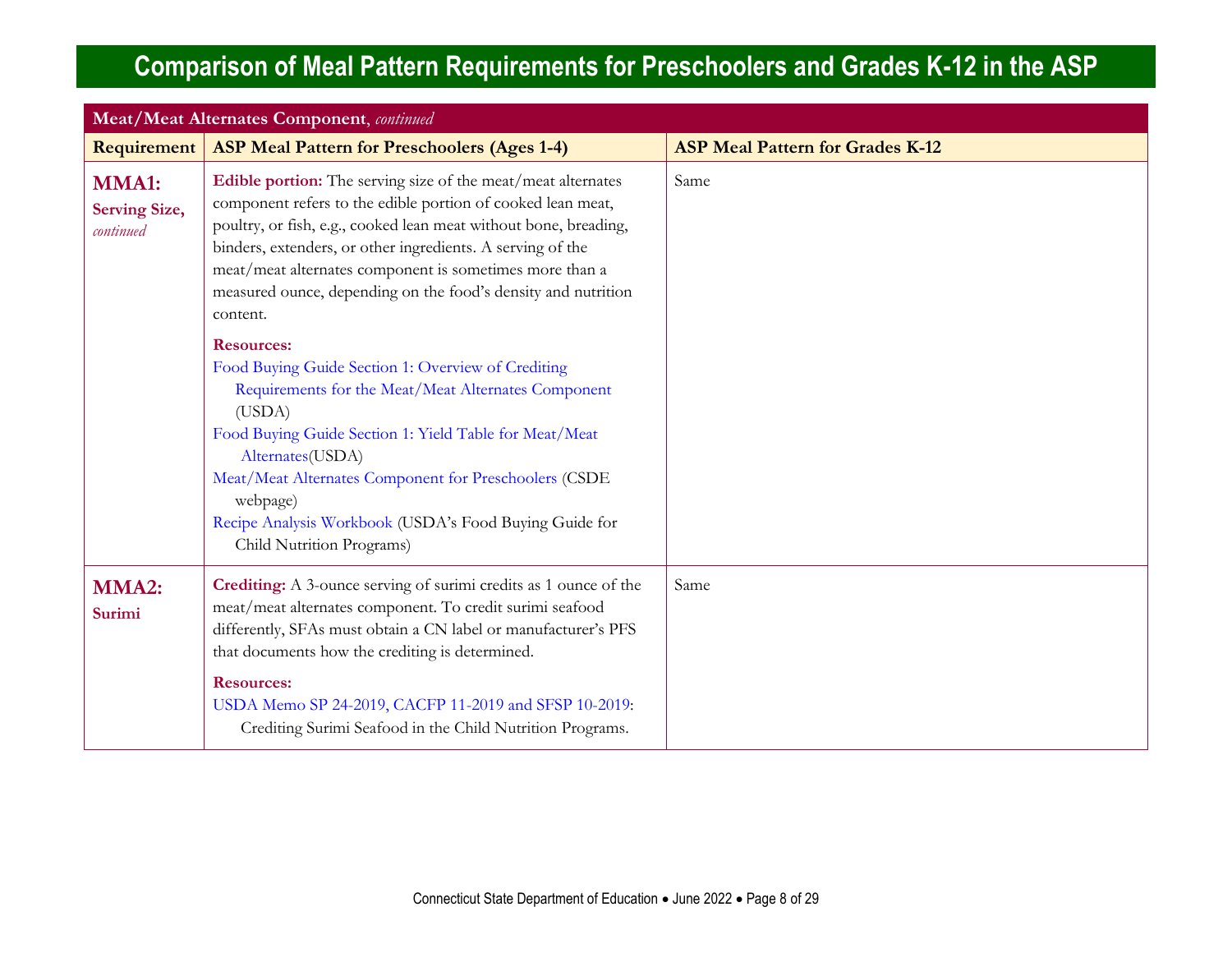# Comparison of Meal Pattern Requirements for Preschoolers and Grades K-12 in the ASP

| Meat/Meat Alternates Component, *continued* | | |
|---|---|---|
| **Requirement** | **ASP Meal Pattern for Preschoolers (Ages 1-4)** | **ASP Meal Pattern for Grades K-12** |
| **MMA1:** **Serving Size,** *continued* | **Edible portion:** The serving size of the meat/meat alternates component refers to the edible portion of cooked lean meat, poultry, or fish, e.g., cooked lean meat without bone, breading, binders, extenders, or other ingredients. A serving of the meat/meat alternates component is sometimes more than a measured ounce, depending on the food's density and nutrition content.<br><br>**Resources:**<br>Food Buying Guide Section 1: Overview of Crediting Requirements for the Meat/Meat Alternates Component (USDA)<br>Food Buying Guide Section 1: Yield Table for Meat/Meat Alternates(USDA)<br>Meat/Meat Alternates Component for Preschoolers (CSDE webpage)<br>Recipe Analysis Workbook (USDA's Food Buying Guide for Child Nutrition Programs) | Same |
| **MMA2:** **Surimi** | **Crediting:** A 3-ounce serving of surimi credits as 1 ounce of the meat/meat alternates component. To credit surimi seafood differently, SFAs must obtain a CN label or manufacturer's PFS that documents how the crediting is determined.<br><br>**Resources:**<br>USDA Memo SP 24-2019, CACFP 11-2019 and SFSP 10-2019: Crediting Surimi Seafood in the Child Nutrition Programs. | Same |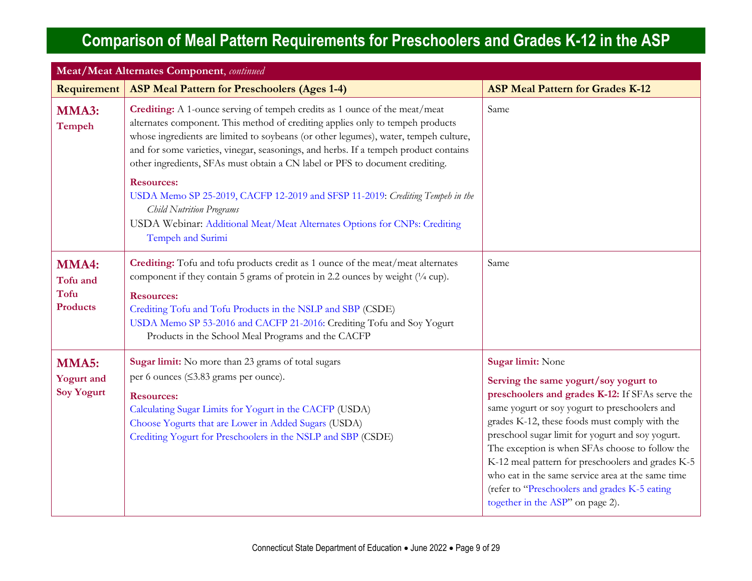# Comparison of Meal Pattern Requirements for Preschoolers and Grades K-12 in the ASP

| **Meat/Meat Alternates Component**, *continued* | | |
|---|---|---|
| **Requirement** | **ASP Meal Pattern for Preschoolers (Ages 1-4)** | **ASP Meal Pattern for Grades K-12** |
| **MMA3: Tempeh** | **Crediting:** A 1-ounce serving of tempeh credits as 1 ounce of the meat/meat alternates component. This method of crediting applies only to tempeh products whose ingredients are limited to soybeans (or other legumes), water, tempeh culture, and for some varieties, vinegar, seasonings, and herbs. If a tempeh product contains other ingredients, SFAs must obtain a CN label or PFS to document crediting.<br><br>**Resources:**<br>USDA Memo SP 25-2019, CACFP 12-2019 and SFSP 11-2019: *Crediting Tempeh in the Child Nutrition Programs*<br>USDA Webinar: Additional Meat/Meat Alternates Options for CNPs: Crediting Tempeh and Surimi | Same |
| **MMA4: Tofu and Tofu Products** | **Crediting:** Tofu and tofu products credit as 1 ounce of the meat/meat alternates component if they contain 5 grams of protein in 2.2 ounces by weight (¼ cup).<br><br>**Resources:**<br>Crediting Tofu and Tofu Products in the NSLP and SBP (CSDE)<br>USDA Memo SP 53-2016 and CACFP 21-2016: Crediting Tofu and Soy Yogurt Products in the School Meal Programs and the CACFP | Same |
| **MMA5: Yogurt and Soy Yogurt** | **Sugar limit:** No more than 23 grams of total sugars per 6 ounces (≤3.83 grams per ounce).<br><br>**Resources:**<br>Calculating Sugar Limits for Yogurt in the CACFP (USDA)<br>Choose Yogurts that are Lower in Added Sugars (USDA)<br>Crediting Yogurt for Preschoolers in the NSLP and SBP (CSDE) | **Sugar limit:** None<br><br>**Serving the same yogurt/soy yogurt to preschoolers and grades K-12:** If SFAs serve the same yogurt or soy yogurt to preschoolers and grades K-12, these foods must comply with the preschool sugar limit for yogurt and soy yogurt. The exception is when SFAs choose to follow the K-12 meal pattern for preschoolers and grades K-5 who eat in the same service area at the same time (refer to "Preschoolers and grades K-5 eating together in the ASP" on page 2). |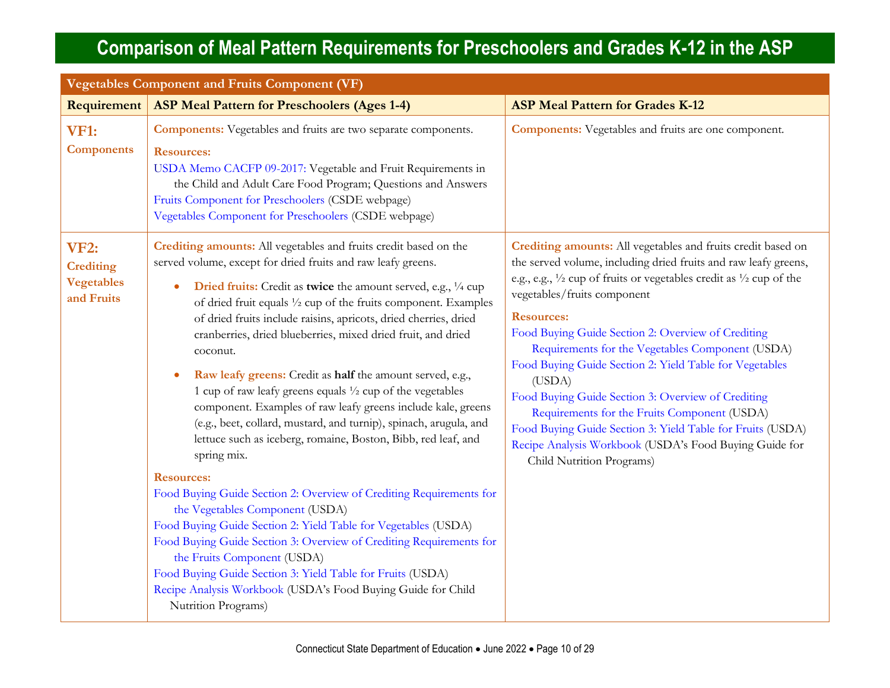# Comparison of Meal Pattern Requirements for Preschoolers and Grades K-12 in the ASP

| Vegetables Component and Fruits Component (VF) | | |
|---|---|---|
| **Requirement** | **ASP Meal Pattern for Preschoolers (Ages 1-4)** | **ASP Meal Pattern for Grades K-12** |
| **VF1: Components** | **Components:** Vegetables and fruits are two separate components.<br><br>**Resources:**<br>USDA Memo CACFP 09-2017: Vegetable and Fruit Requirements in the Child and Adult Care Food Program; Questions and Answers<br>Fruits Component for Preschoolers (CSDE webpage)<br>Vegetables Component for Preschoolers (CSDE webpage) | **Components:** Vegetables and fruits are one component. |
| **VF2: Crediting Vegetables and Fruits** | **Crediting amounts:** All vegetables and fruits credit based on the served volume, except for dried fruits and raw leafy greens.<br><br>• **Dried fruits:** Credit as **twice** the amount served, e.g., ¼ cup of dried fruit equals ½ cup of the fruits component. Examples of dried fruits include raisins, apricots, dried cherries, dried cranberries, dried blueberries, mixed dried fruit, and dried coconut.<br><br>• **Raw leafy greens:** Credit as **half** the amount served, e.g., 1 cup of raw leafy greens equals ½ cup of the vegetables component. Examples of raw leafy greens include kale, greens (e.g., beet, collard, mustard, and turnip), spinach, arugula, and lettuce such as iceberg, romaine, Boston, Bibb, red leaf, and spring mix.<br><br>**Resources:**<br>Food Buying Guide Section 2: Overview of Crediting Requirements for the Vegetables Component (USDA)<br>Food Buying Guide Section 2: Yield Table for Vegetables (USDA)<br>Food Buying Guide Section 3: Overview of Crediting Requirements for the Fruits Component (USDA)<br>Food Buying Guide Section 3: Yield Table for Fruits (USDA)<br>Recipe Analysis Workbook (USDA's Food Buying Guide for Child Nutrition Programs) | **Crediting amounts:** All vegetables and fruits credit based on the served volume, including dried fruits and raw leafy greens, e.g., e.g., ½ cup of fruits or vegetables credit as ½ cup of the vegetables/fruits component<br><br>**Resources:**<br>Food Buying Guide Section 2: Overview of Crediting Requirements for the Vegetables Component (USDA)<br>Food Buying Guide Section 2: Yield Table for Vegetables (USDA)<br>Food Buying Guide Section 3: Overview of Crediting Requirements for the Fruits Component (USDA)<br>Food Buying Guide Section 3: Yield Table for Fruits (USDA)<br>Recipe Analysis Workbook (USDA's Food Buying Guide for Child Nutrition Programs) |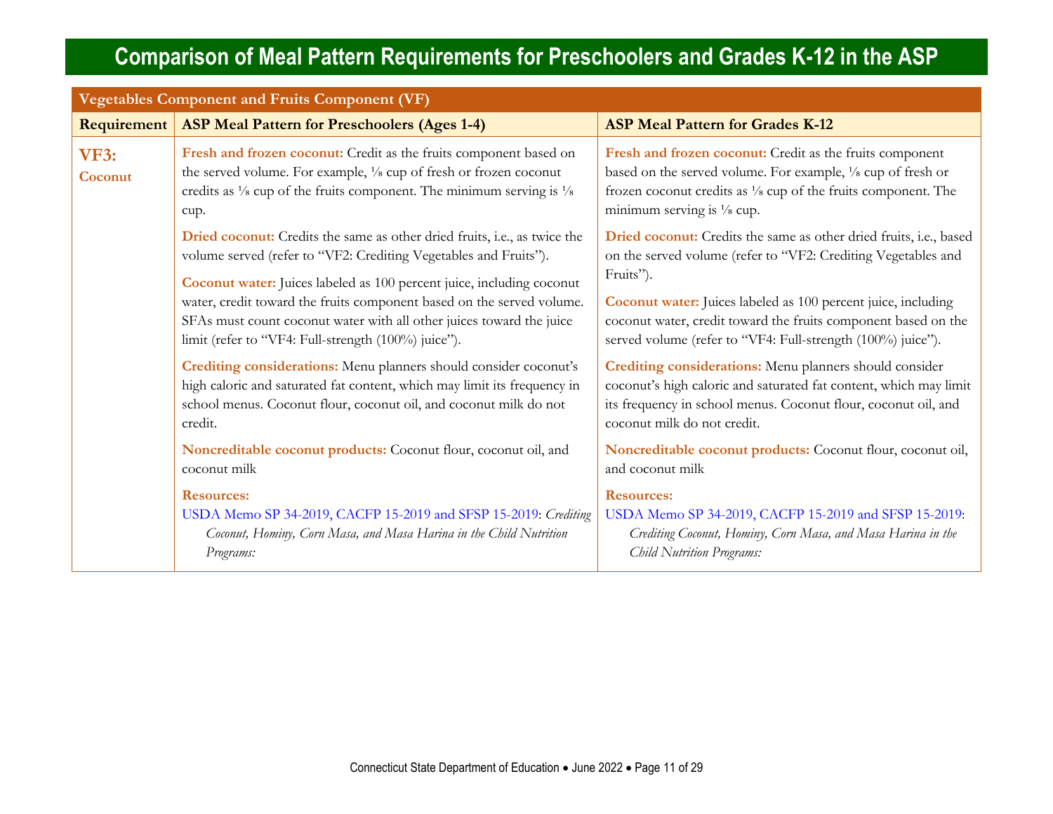# Comparison of Meal Pattern Requirements for Preschoolers and Grades K-12 in the ASP

| Vegetables Component and Fruits Component (VF) | | |
|---|---|---|
| **Requirement** | **ASP Meal Pattern for Preschoolers (Ages 1-4)** | **ASP Meal Pattern for Grades K-12** |
| **VF3: Coconut** | **Fresh and frozen coconut:** Credit as the fruits component based on the served volume. For example, ⅛ cup of fresh or frozen coconut credits as ⅛ cup of the fruits component. The minimum serving is ⅛ cup.<br><br>**Dried coconut:** Credits the same as other dried fruits, i.e., as twice the volume served (refer to "VF2: Crediting Vegetables and Fruits").<br><br>**Coconut water:** Juices labeled as 100 percent juice, including coconut water, credit toward the fruits component based on the served volume. SFAs must count coconut water with all other juices toward the juice limit (refer to "VF4: Full-strength (100%) juice").<br><br>**Crediting considerations:** Menu planners should consider coconut's high caloric and saturated fat content, which may limit its frequency in school menus. Coconut flour, coconut oil, and coconut milk do not credit.<br><br>**Noncreditable coconut products:** Coconut flour, coconut oil, and coconut milk<br><br>**Resources:**<br>USDA Memo SP 34-2019, CACFP 15-2019 and SFSP 15-2019: *Crediting Coconut, Hominy, Corn Masa, and Masa Harina in the Child Nutrition Programs:* | **Fresh and frozen coconut:** Credit as the fruits component based on the served volume. For example, ⅛ cup of fresh or frozen coconut credits as ⅛ cup of the fruits component. The minimum serving is ⅛ cup.<br><br>**Dried coconut:** Credits the same as other dried fruits, i.e., based on the served volume (refer to "VF2: Crediting Vegetables and Fruits").<br><br>**Coconut water:** Juices labeled as 100 percent juice, including coconut water, credit toward the fruits component based on the served volume (refer to "VF4: Full-strength (100%) juice").<br><br>**Crediting considerations:** Menu planners should consider coconut's high caloric and saturated fat content, which may limit its frequency in school menus. Coconut flour, coconut oil, and coconut milk do not credit.<br><br>**Noncreditable coconut products:** Coconut flour, coconut oil, and coconut milk<br><br>**Resources:**<br>USDA Memo SP 34-2019, CACFP 15-2019 and SFSP 15-2019: *Crediting Coconut, Hominy, Corn Masa, and Masa Harina in the Child Nutrition Programs:* |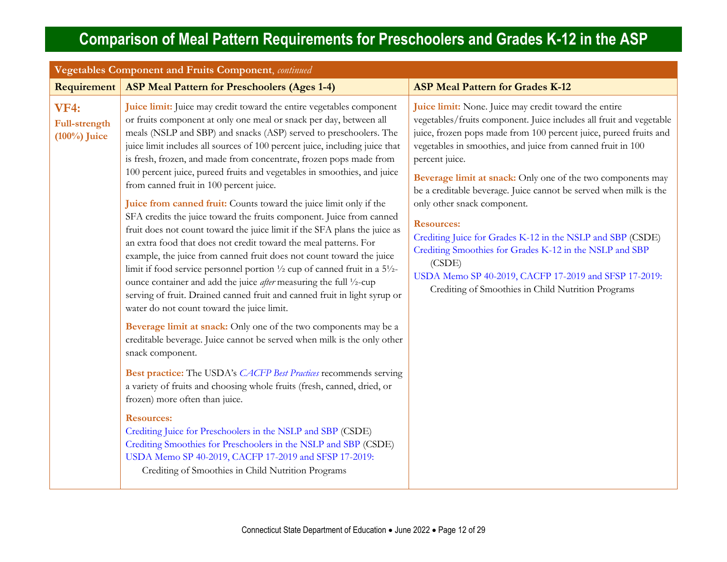# Comparison of Meal Pattern Requirements for Preschoolers and Grades K-12 in the ASP

| **Vegetables Component and Fruits Component**, *continued* | | |
|---|---|---|
| **Requirement** | **ASP Meal Pattern for Preschoolers (Ages 1-4)** | **ASP Meal Pattern for Grades K-12** |
| **VF4:** **Full-strength (100%) Juice** | **Juice limit:** Juice may credit toward the entire vegetables component or fruits component at only one meal or snack per day, between all meals (NSLP and SBP) and snacks (ASP) served to preschoolers. The juice limit includes all sources of 100 percent juice, including juice that is fresh, frozen, and made from concentrate, frozen pops made from 100 percent juice, pureed fruits and vegetables in smoothies, and juice from canned fruit in 100 percent juice.<br><br>**Juice from canned fruit:** Counts toward the juice limit only if the SFA credits the juice toward the fruits component. Juice from canned fruit does not count toward the juice limit if the SFA plans the juice as an extra food that does not credit toward the meal patterns. For example, the juice from canned fruit does not count toward the juice limit if food service personnel portion ½ cup of canned fruit in a 5½-ounce container and add the juice *after* measuring the full ½-cup serving of fruit. Drained canned fruit and canned fruit in light syrup or water do not count toward the juice limit.<br><br>**Beverage limit at snack:** Only one of the two components may be a creditable beverage. Juice cannot be served when milk is the only other snack component.<br><br>**Best practice:** The USDA's *CACFP Best Practices* recommends serving a variety of fruits and choosing whole fruits (fresh, canned, dried, or frozen) more often than juice.<br><br>**Resources:**<br>Crediting Juice for Preschoolers in the NSLP and SBP (CSDE)<br>Crediting Smoothies for Preschoolers in the NSLP and SBP (CSDE)<br>USDA Memo SP 40-2019, CACFP 17-2019 and SFSP 17-2019: Crediting of Smoothies in Child Nutrition Programs | **Juice limit:** None. Juice may credit toward the entire vegetables/fruits component. Juice includes all fruit and vegetable juice, frozen pops made from 100 percent juice, pureed fruits and vegetables in smoothies, and juice from canned fruit in 100 percent juice.<br><br>**Beverage limit at snack:** Only one of the two components may be a creditable beverage. Juice cannot be served when milk is the only other snack component.<br><br>**Resources:**<br>Crediting Juice for Grades K-12 in the NSLP and SBP (CSDE)<br>Crediting Smoothies for Grades K-12 in the NSLP and SBP (CSDE)<br>USDA Memo SP 40-2019, CACFP 17-2019 and SFSP 17-2019: Crediting of Smoothies in Child Nutrition Programs |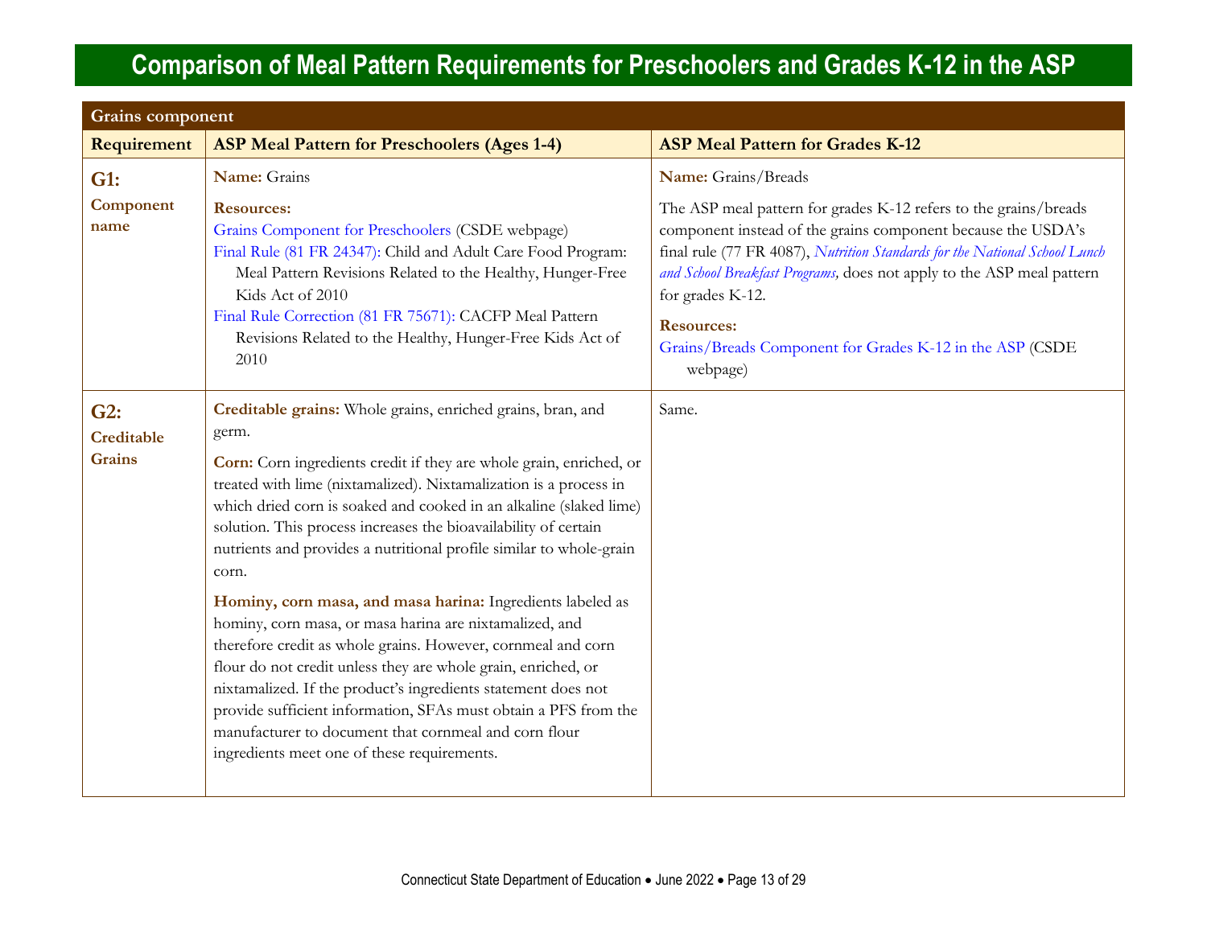# Comparison of Meal Pattern Requirements for Preschoolers and Grades K-12 in the ASP

| Grains component | | |
|---|---|---|
| **Requirement** | **ASP Meal Pattern for Preschoolers (Ages 1-4)** | **ASP Meal Pattern for Grades K-12** |
| **G1: Component name** | **Name:** Grains<br><br>**Resources:**<br>Grains Component for Preschoolers (CSDE webpage)<br>Final Rule (81 FR 24347): Child and Adult Care Food Program: Meal Pattern Revisions Related to the Healthy, Hunger-Free Kids Act of 2010<br>Final Rule Correction (81 FR 75671): CACFP Meal Pattern Revisions Related to the Healthy, Hunger-Free Kids Act of 2010 | **Name:** Grains/Breads<br><br>The ASP meal pattern for grades K-12 refers to the grains/breads component instead of the grains component because the USDA's final rule (77 FR 4087), *Nutrition Standards for the National School Lunch and School Breakfast Programs,* does not apply to the ASP meal pattern for grades K-12.<br><br>**Resources:**<br>Grains/Breads Component for Grades K-12 in the ASP (CSDE webpage) |
| **G2: Creditable Grains** | **Creditable grains:** Whole grains, enriched grains, bran, and germ.<br><br>**Corn:** Corn ingredients credit if they are whole grain, enriched, or treated with lime (nixtamalized). Nixtamalization is a process in which dried corn is soaked and cooked in an alkaline (slaked lime) solution. This process increases the bioavailability of certain nutrients and provides a nutritional profile similar to whole-grain corn.<br><br>**Hominy, corn masa, and masa harina:** Ingredients labeled as hominy, corn masa, or masa harina are nixtamalized, and therefore credit as whole grains. However, cornmeal and corn flour do not credit unless they are whole grain, enriched, or nixtamalized. If the product's ingredients statement does not provide sufficient information, SFAs must obtain a PFS from the manufacturer to document that cornmeal and corn flour ingredients meet one of these requirements. | Same. |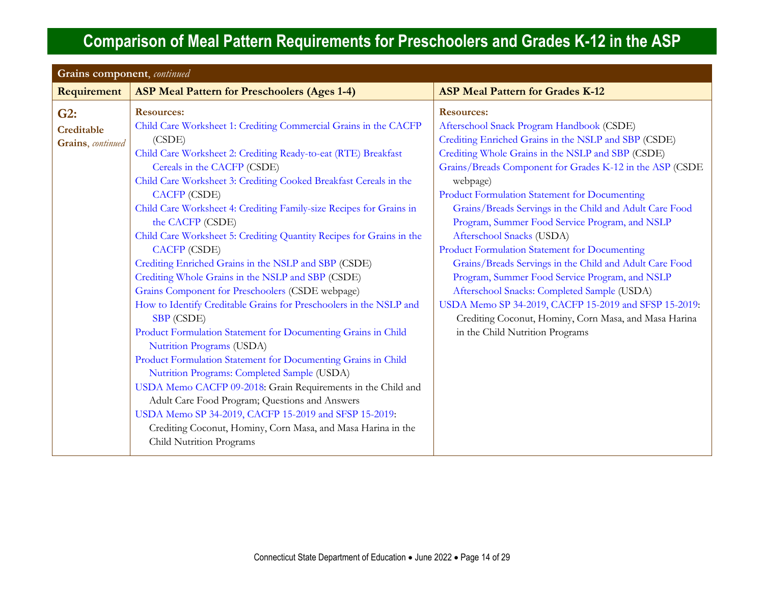# Comparison of Meal Pattern Requirements for Preschoolers and Grades K-12 in the ASP

| **Grains component**, *continued* | | |
|---|---|---|
| **Requirement** | **ASP Meal Pattern for Preschoolers (Ages 1-4)** | **ASP Meal Pattern for Grades K-12** |
| **G2: Creditable Grains**, *continued* | **Resources:**<br>Child Care Worksheet 1: Crediting Commercial Grains in the CACFP (CSDE)<br>Child Care Worksheet 2: Crediting Ready-to-eat (RTE) Breakfast Cereals in the CACFP (CSDE)<br>Child Care Worksheet 3: Crediting Cooked Breakfast Cereals in the CACFP (CSDE)<br>Child Care Worksheet 4: Crediting Family-size Recipes for Grains in the CACFP (CSDE)<br>Child Care Worksheet 5: Crediting Quantity Recipes for Grains in the CACFP (CSDE)<br>Crediting Enriched Grains in the NSLP and SBP (CSDE)<br>Crediting Whole Grains in the NSLP and SBP (CSDE)<br>Grains Component for Preschoolers (CSDE webpage)<br>How to Identify Creditable Grains for Preschoolers in the NSLP and SBP (CSDE)<br>Product Formulation Statement for Documenting Grains in Child Nutrition Programs (USDA)<br>Product Formulation Statement for Documenting Grains in Child Nutrition Programs: Completed Sample (USDA)<br>USDA Memo CACFP 09-2018: Grain Requirements in the Child and Adult Care Food Program; Questions and Answers<br>USDA Memo SP 34-2019, CACFP 15-2019 and SFSP 15-2019: Crediting Coconut, Hominy, Corn Masa, and Masa Harina in the Child Nutrition Programs | **Resources:**<br>Afterschool Snack Program Handbook (CSDE)<br>Crediting Enriched Grains in the NSLP and SBP (CSDE)<br>Crediting Whole Grains in the NSLP and SBP (CSDE)<br>Grains/Breads Component for Grades K-12 in the ASP (CSDE webpage)<br>Product Formulation Statement for Documenting Grains/Breads Servings in the Child and Adult Care Food Program, Summer Food Service Program, and NSLP Afterschool Snacks (USDA)<br>Product Formulation Statement for Documenting Grains/Breads Servings in the Child and Adult Care Food Program, Summer Food Service Program, and NSLP Afterschool Snacks: Completed Sample (USDA)<br>USDA Memo SP 34-2019, CACFP 15-2019 and SFSP 15-2019: Crediting Coconut, Hominy, Corn Masa, and Masa Harina in the Child Nutrition Programs |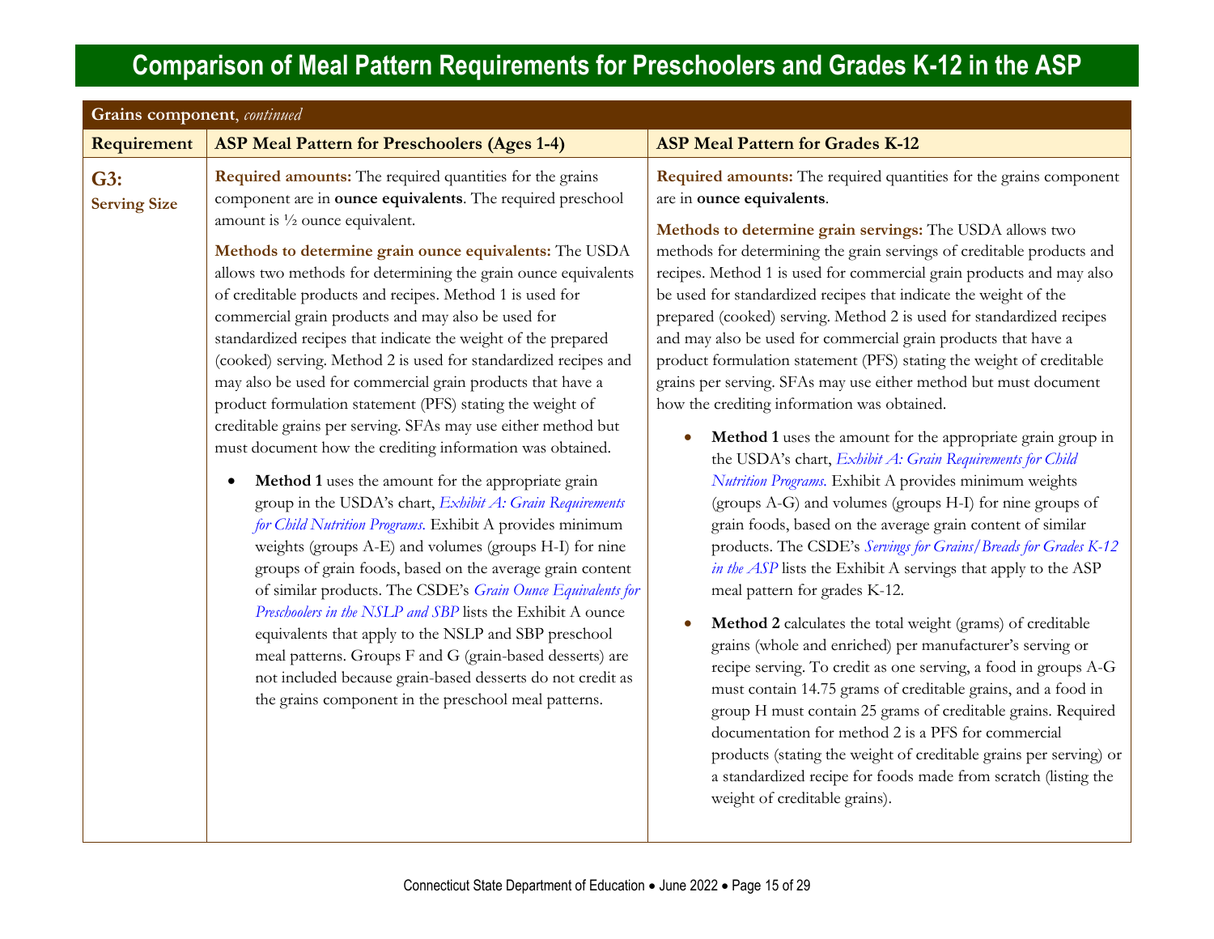# Comparison of Meal Pattern Requirements for Preschoolers and Grades K-12 in the ASP

| **Grains component**, *continued* | | |
|---|---|---|
| **Requirement** | **ASP Meal Pattern for Preschoolers (Ages 1-4)** | **ASP Meal Pattern for Grades K-12** |
| **G3:** **Serving Size** | **Required amounts:** The required quantities for the grains component are in **ounce equivalents**. The required preschool amount is ½ ounce equivalent.<br><br>**Methods to determine grain ounce equivalents:** The USDA allows two methods for determining the grain ounce equivalents of creditable products and recipes. Method 1 is used for commercial grain products and may also be used for standardized recipes that indicate the weight of the prepared (cooked) serving. Method 2 is used for standardized recipes and may also be used for commercial grain products that have a product formulation statement (PFS) stating the weight of creditable grains per serving. SFAs may use either method but must document how the crediting information was obtained.<br><br>• **Method 1** uses the amount for the appropriate grain group in the USDA's chart, *Exhibit A: Grain Requirements for Child Nutrition Programs.* Exhibit A provides minimum weights (groups A-E) and volumes (groups H-I) for nine groups of grain foods, based on the average grain content of similar products. The CSDE's *Grain Ounce Equivalents for Preschoolers in the NSLP and SBP* lists the Exhibit A ounce equivalents that apply to the NSLP and SBP preschool meal patterns. Groups F and G (grain-based desserts) are not included because grain-based desserts do not credit as the grains component in the preschool meal patterns. | **Required amounts:** The required quantities for the grains component are in **ounce equivalents**.<br><br>**Methods to determine grain servings:** The USDA allows two methods for determining the grain servings of creditable products and recipes. Method 1 is used for commercial grain products and may also be used for standardized recipes that indicate the weight of the prepared (cooked) serving. Method 2 is used for standardized recipes and may also be used for commercial grain products that have a product formulation statement (PFS) stating the weight of creditable grains per serving. SFAs may use either method but must document how the crediting information was obtained.<br><br>• **Method 1** uses the amount for the appropriate grain group in the USDA's chart, *Exhibit A: Grain Requirements for Child Nutrition Programs.* Exhibit A provides minimum weights (groups A-G) and volumes (groups H-I) for nine groups of grain foods, based on the average grain content of similar products. The CSDE's *Servings for Grains/Breads for Grades K-12 in the ASP* lists the Exhibit A servings that apply to the ASP meal pattern for grades K-12.<br><br>• **Method 2** calculates the total weight (grams) of creditable grains (whole and enriched) per manufacturer's serving or recipe serving. To credit as one serving, a food in groups A-G must contain 14.75 grams of creditable grains, and a food in group H must contain 25 grams of creditable grains. Required documentation for method 2 is a PFS for commercial products (stating the weight of creditable grains per serving) or a standardized recipe for foods made from scratch (listing the weight of creditable grains). |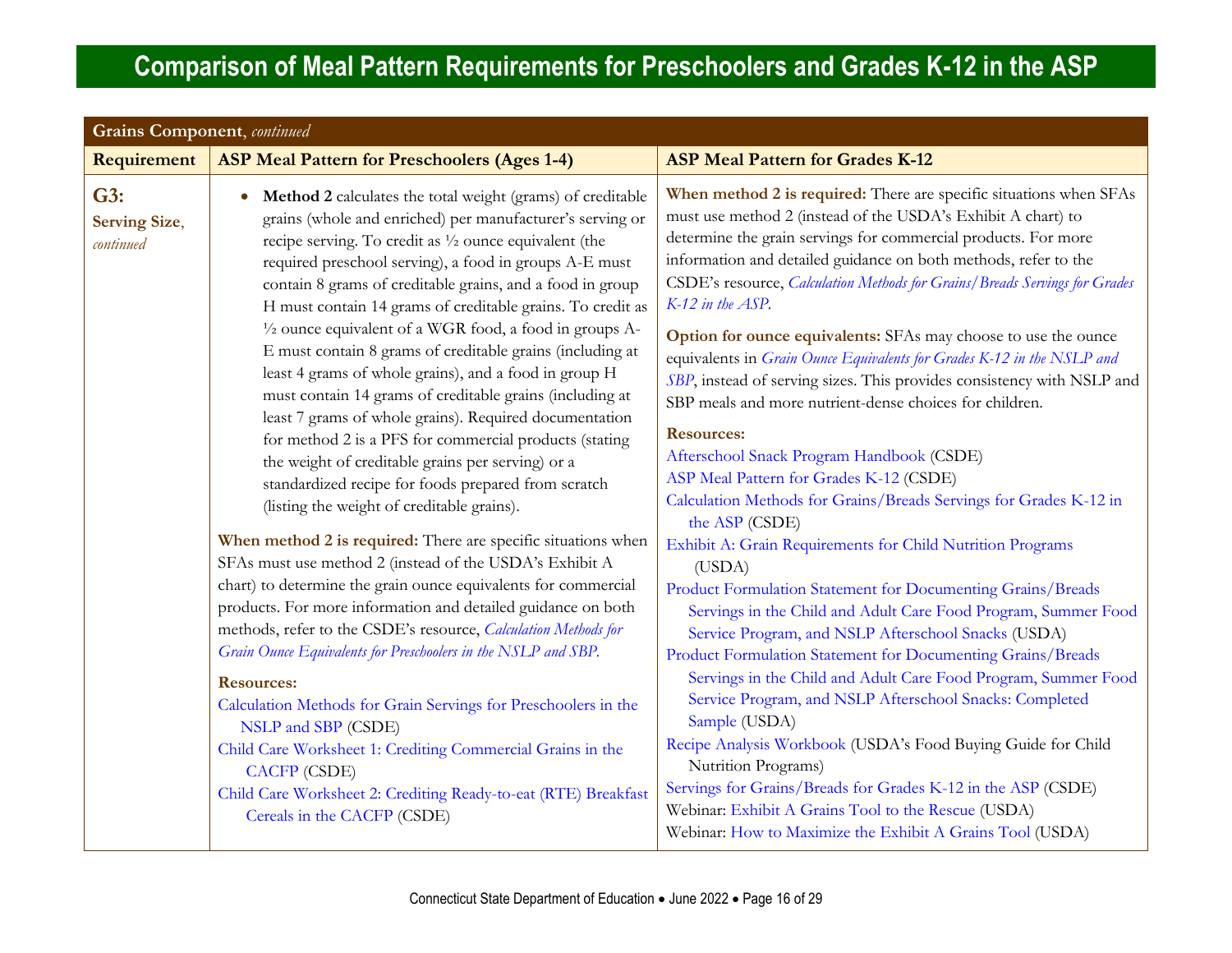# Comparison of Meal Pattern Requirements for Preschoolers and Grades K-12 in the ASP

| **Grains Component**, *continued* | | |
|---|---|---|
| **Requirement** | **ASP Meal Pattern for Preschoolers (Ages 1-4)** | **ASP Meal Pattern for Grades K-12** |
| **G3: Serving Size**, *continued* | • **Method 2** calculates the total weight (grams) of creditable grains (whole and enriched) per manufacturer's serving or recipe serving. To credit as ½ ounce equivalent (the required preschool serving), a food in groups A-E must contain 8 grams of creditable grains, and a food in group H must contain 14 grams of creditable grains. To credit as ½ ounce equivalent of a WGR food, a food in groups A-E must contain 8 grams of creditable grains (including at least 4 grams of whole grains), and a food in group H must contain 14 grams of creditable grains (including at least 7 grams of whole grains). Required documentation for method 2 is a PFS for commercial products (stating the weight of creditable grains per serving) or a standardized recipe for foods prepared from scratch (listing the weight of creditable grains).<br><br>**When method 2 is required:** There are specific situations when SFAs must use method 2 (instead of the USDA's Exhibit A chart) to determine the grain ounce equivalents for commercial products. For more information and detailed guidance on both methods, refer to the CSDE's resource, *Calculation Methods for Grain Ounce Equivalents for Preschoolers in the NSLP and SBP*.<br><br>**Resources:**<br>Calculation Methods for Grain Servings for Preschoolers in the NSLP and SBP (CSDE)<br>Child Care Worksheet 1: Crediting Commercial Grains in the CACFP (CSDE)<br>Child Care Worksheet 2: Crediting Ready-to-eat (RTE) Breakfast Cereals in the CACFP (CSDE) | **When method 2 is required:** There are specific situations when SFAs must use method 2 (instead of the USDA's Exhibit A chart) to determine the grain servings for commercial products. For more information and detailed guidance on both methods, refer to the CSDE's resource, *Calculation Methods for Grains/Breads Servings for Grades K-12 in the ASP*.<br><br>**Option for ounce equivalents:** SFAs may choose to use the ounce equivalents in *Grain Ounce Equivalents for Grades K-12 in the NSLP and SBP*, instead of serving sizes. This provides consistency with NSLP and SBP meals and more nutrient-dense choices for children.<br><br>**Resources:**<br>Afterschool Snack Program Handbook (CSDE)<br>ASP Meal Pattern for Grades K-12 (CSDE)<br>Calculation Methods for Grains/Breads Servings for Grades K-12 in the ASP (CSDE)<br>Exhibit A: Grain Requirements for Child Nutrition Programs (USDA)<br>Product Formulation Statement for Documenting Grains/Breads Servings in the Child and Adult Care Food Program, Summer Food Service Program, and NSLP Afterschool Snacks (USDA)<br>Product Formulation Statement for Documenting Grains/Breads Servings in the Child and Adult Care Food Program, Summer Food Service Program, and NSLP Afterschool Snacks: Completed Sample (USDA)<br>Recipe Analysis Workbook (USDA's Food Buying Guide for Child Nutrition Programs)<br>Servings for Grains/Breads for Grades K-12 in the ASP (CSDE)<br>Webinar: Exhibit A Grains Tool to the Rescue (USDA)<br>Webinar: How to Maximize the Exhibit A Grains Tool (USDA) |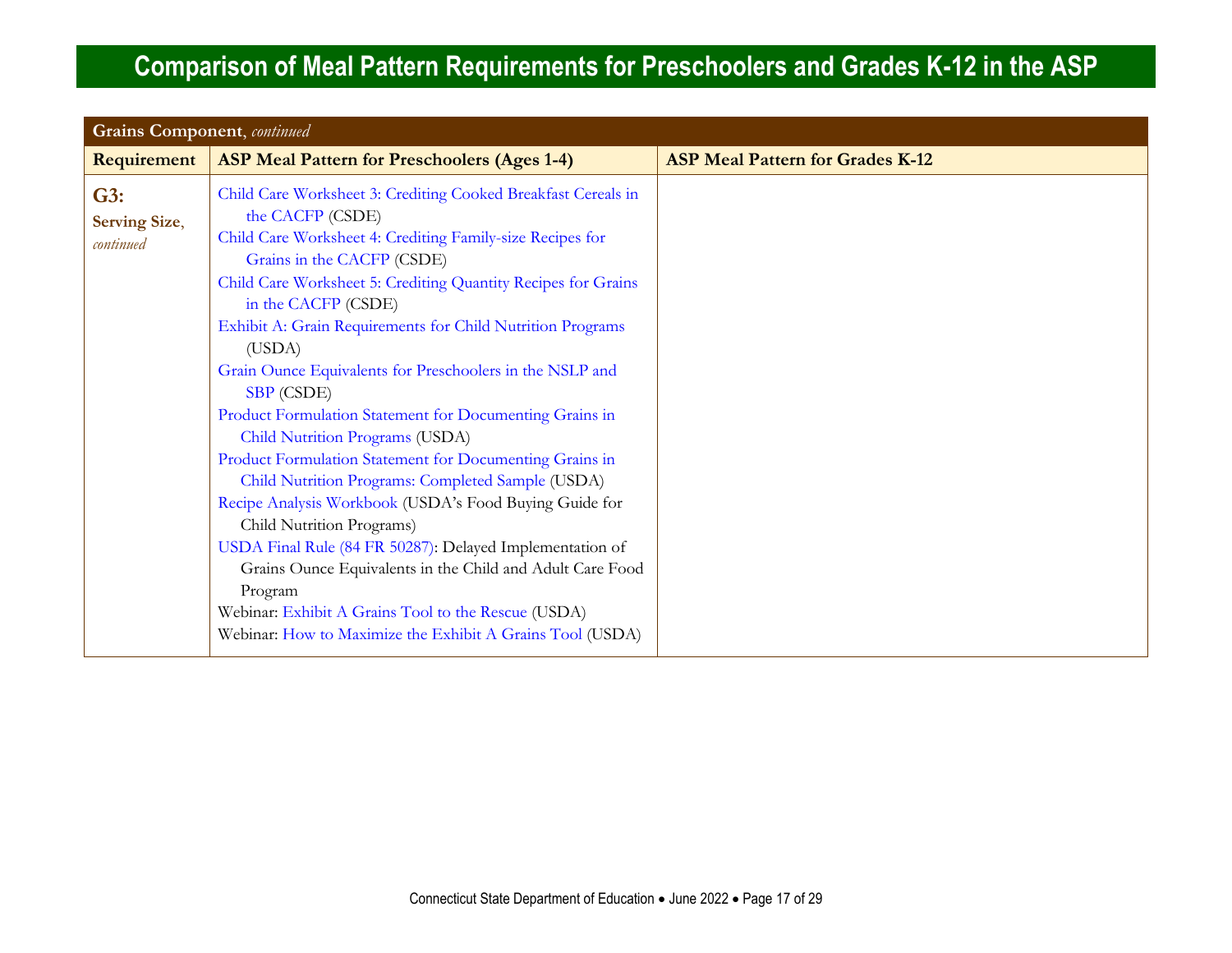# Comparison of Meal Pattern Requirements for Preschoolers and Grades K-12 in the ASP

| **Grains Component**, *continued* | | |
|---|---|---|
| **Requirement** | **ASP Meal Pattern for Preschoolers (Ages 1-4)** | **ASP Meal Pattern for Grades K-12** |
| **G3: Serving Size**, *continued* | Child Care Worksheet 3: Crediting Cooked Breakfast Cereals in the CACFP (CSDE)<br>Child Care Worksheet 4: Crediting Family-size Recipes for Grains in the CACFP (CSDE)<br>Child Care Worksheet 5: Crediting Quantity Recipes for Grains in the CACFP (CSDE)<br>Exhibit A: Grain Requirements for Child Nutrition Programs (USDA)<br>Grain Ounce Equivalents for Preschoolers in the NSLP and SBP (CSDE)<br>Product Formulation Statement for Documenting Grains in Child Nutrition Programs (USDA)<br>Product Formulation Statement for Documenting Grains in Child Nutrition Programs: Completed Sample (USDA)<br>Recipe Analysis Workbook (USDA's Food Buying Guide for Child Nutrition Programs)<br>USDA Final Rule (84 FR 50287): Delayed Implementation of Grains Ounce Equivalents in the Child and Adult Care Food Program<br>Webinar: Exhibit A Grains Tool to the Rescue (USDA)<br>Webinar: How to Maximize the Exhibit A Grains Tool (USDA) | |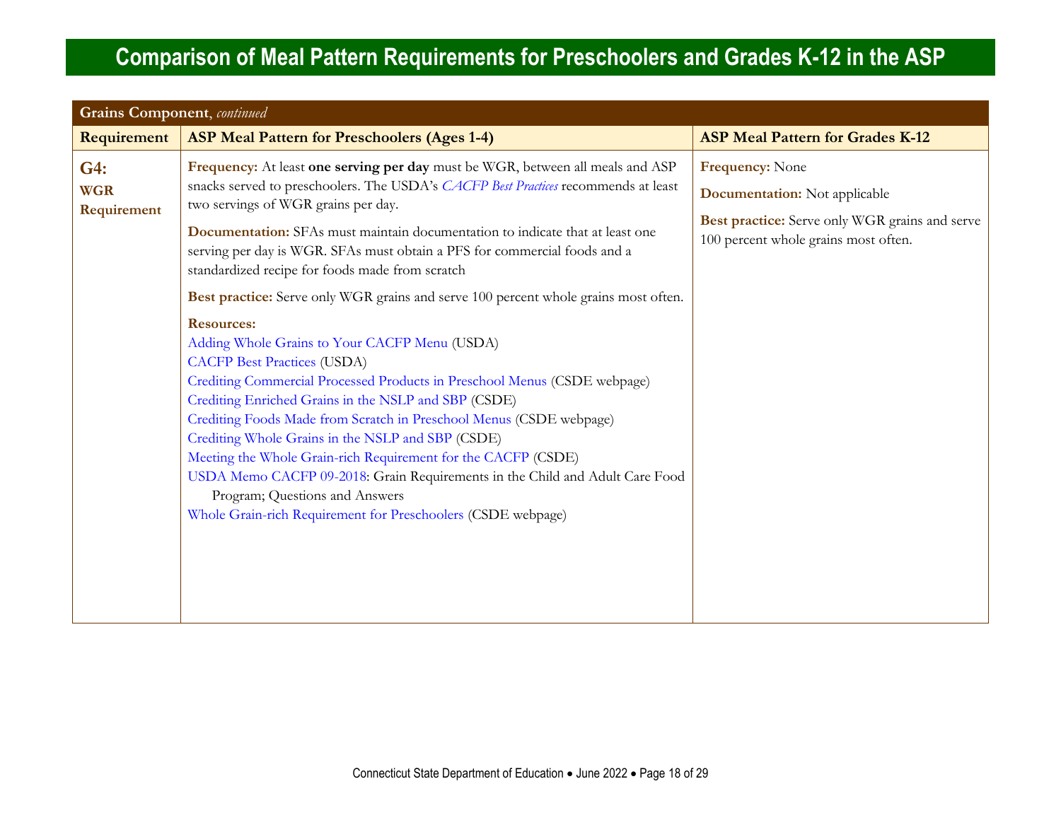# Comparison of Meal Pattern Requirements for Preschoolers and Grades K-12 in the ASP

| **Grains Component**, *continued* | | |
|---|---|---|
| **Requirement** | **ASP Meal Pattern for Preschoolers (Ages 1-4)** | **ASP Meal Pattern for Grades K-12** |
| **G4: WGR Requirement** | **Frequency:** At least **one serving per day** must be WGR, between all meals and ASP snacks served to preschoolers. The USDA's *CACFP Best Practices* recommends at least two servings of WGR grains per day.<br><br>**Documentation:** SFAs must maintain documentation to indicate that at least one serving per day is WGR. SFAs must obtain a PFS for commercial foods and a standardized recipe for foods made from scratch<br><br>**Best practice:** Serve only WGR grains and serve 100 percent whole grains most often.<br><br>**Resources:**<br>Adding Whole Grains to Your CACFP Menu (USDA)<br>CACFP Best Practices (USDA)<br>Crediting Commercial Processed Products in Preschool Menus (CSDE webpage)<br>Crediting Enriched Grains in the NSLP and SBP (CSDE)<br>Crediting Foods Made from Scratch in Preschool Menus (CSDE webpage)<br>Crediting Whole Grains in the NSLP and SBP (CSDE)<br>Meeting the Whole Grain-rich Requirement for the CACFP (CSDE)<br>USDA Memo CACFP 09-2018: Grain Requirements in the Child and Adult Care Food Program; Questions and Answers<br>Whole Grain-rich Requirement for Preschoolers (CSDE webpage) | **Frequency:** None<br><br>**Documentation:** Not applicable<br><br>**Best practice:** Serve only WGR grains and serve 100 percent whole grains most often. |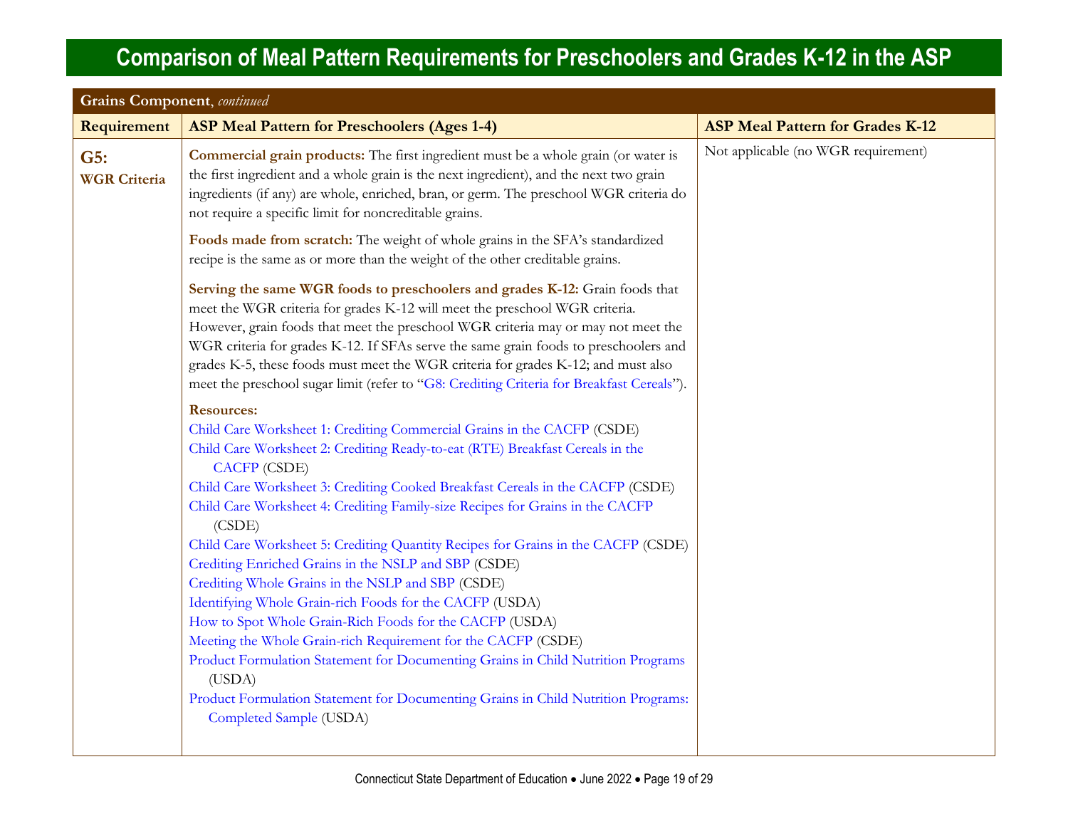# Comparison of Meal Pattern Requirements for Preschoolers and Grades K-12 in the ASP

| **Grains Component**, *continued* | | |
|---|---|---|
| **Requirement** | **ASP Meal Pattern for Preschoolers (Ages 1-4)** | **ASP Meal Pattern for Grades K-12** |
| **G5: WGR Criteria** | **Commercial grain products:** The first ingredient must be a whole grain (or water is the first ingredient and a whole grain is the next ingredient), and the next two grain ingredients (if any) are whole, enriched, bran, or germ. The preschool WGR criteria do not require a specific limit for noncreditable grains.<br><br>**Foods made from scratch:** The weight of whole grains in the SFA's standardized recipe is the same as or more than the weight of the other creditable grains.<br><br>**Serving the same WGR foods to preschoolers and grades K-12:** Grain foods that meet the WGR criteria for grades K-12 will meet the preschool WGR criteria. However, grain foods that meet the preschool WGR criteria may or may not meet the WGR criteria for grades K-12. If SFAs serve the same grain foods to preschoolers and grades K-5, these foods must meet the WGR criteria for grades K-12; and must also meet the preschool sugar limit (refer to "G8: Crediting Criteria for Breakfast Cereals").<br><br>**Resources:**<br>Child Care Worksheet 1: Crediting Commercial Grains in the CACFP (CSDE)<br>Child Care Worksheet 2: Crediting Ready-to-eat (RTE) Breakfast Cereals in the CACFP (CSDE)<br>Child Care Worksheet 3: Crediting Cooked Breakfast Cereals in the CACFP (CSDE)<br>Child Care Worksheet 4: Crediting Family-size Recipes for Grains in the CACFP (CSDE)<br>Child Care Worksheet 5: Crediting Quantity Recipes for Grains in the CACFP (CSDE)<br>Crediting Enriched Grains in the NSLP and SBP (CSDE)<br>Crediting Whole Grains in the NSLP and SBP (CSDE)<br>Identifying Whole Grain-rich Foods for the CACFP (USDA)<br>How to Spot Whole Grain-Rich Foods for the CACFP (USDA)<br>Meeting the Whole Grain-rich Requirement for the CACFP (CSDE)<br>Product Formulation Statement for Documenting Grains in Child Nutrition Programs (USDA)<br>Product Formulation Statement for Documenting Grains in Child Nutrition Programs: Completed Sample (USDA) | Not applicable (no WGR requirement) |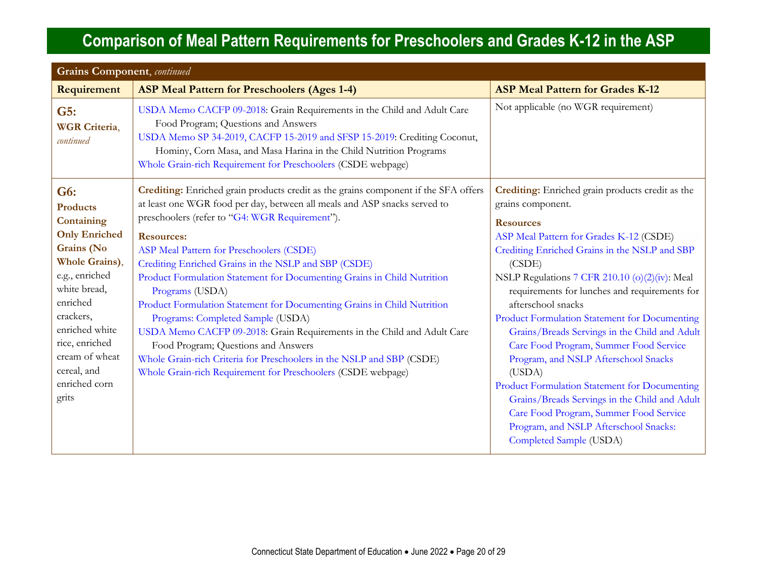# Comparison of Meal Pattern Requirements for Preschoolers and Grades K-12 in the ASP

| **Grains Component**, *continued* | | |
|---|---|---|
| **Requirement** | **ASP Meal Pattern for Preschoolers (Ages 1-4)** | **ASP Meal Pattern for Grades K-12** |
| **G5:** **WGR Criteria**, *continued* | USDA Memo CACFP 09-2018: Grain Requirements in the Child and Adult Care Food Program; Questions and Answers<br>USDA Memo SP 34-2019, CACFP 15-2019 and SFSP 15-2019: Crediting Coconut, Hominy, Corn Masa, and Masa Harina in the Child Nutrition Programs<br>Whole Grain-rich Requirement for Preschoolers (CSDE webpage) | Not applicable (no WGR requirement) |
| **G6:** **Products Containing Only Enriched Grains (No Whole Grains)**, e.g., enriched white bread, enriched crackers, enriched white rice, enriched cream of wheat cereal, and enriched corn grits | **Crediting:** Enriched grain products credit as the grains component if the SFA offers at least one WGR food per day, between all meals and ASP snacks served to preschoolers (refer to "G4: WGR Requirement").<br><br>**Resources:**<br>ASP Meal Pattern for Preschoolers (CSDE)<br>Crediting Enriched Grains in the NSLP and SBP (CSDE)<br>Product Formulation Statement for Documenting Grains in Child Nutrition Programs (USDA)<br>Product Formulation Statement for Documenting Grains in Child Nutrition Programs: Completed Sample (USDA)<br>USDA Memo CACFP 09-2018: Grain Requirements in the Child and Adult Care Food Program; Questions and Answers<br>Whole Grain-rich Criteria for Preschoolers in the NSLP and SBP (CSDE)<br>Whole Grain-rich Requirement for Preschoolers (CSDE webpage) | **Crediting:** Enriched grain products credit as the grains component.<br><br>**Resources**<br>ASP Meal Pattern for Grades K-12 (CSDE)<br>Crediting Enriched Grains in the NSLP and SBP (CSDE)<br>NSLP Regulations 7 CFR 210.10 (o)(2)(iv): Meal requirements for lunches and requirements for afterschool snacks<br>Product Formulation Statement for Documenting Grains/Breads Servings in the Child and Adult Care Food Program, Summer Food Service Program, and NSLP Afterschool Snacks (USDA)<br>Product Formulation Statement for Documenting Grains/Breads Servings in the Child and Adult Care Food Program, Summer Food Service Program, and NSLP Afterschool Snacks: Completed Sample (USDA) |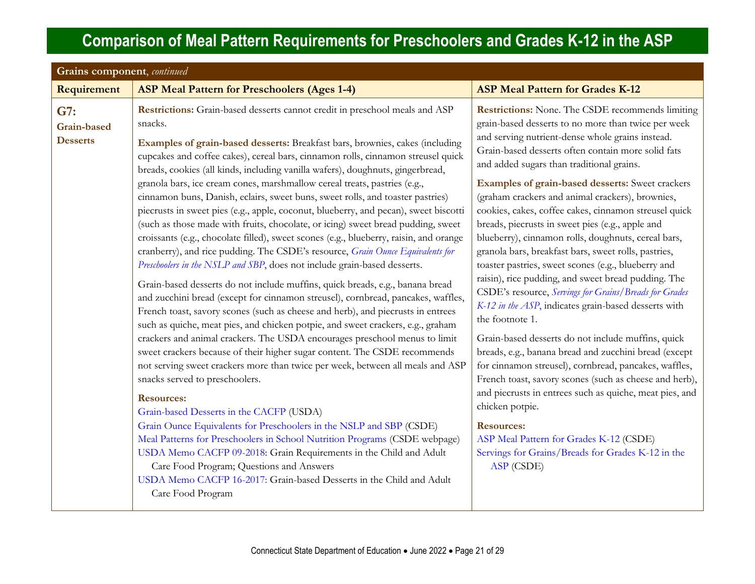# Comparison of Meal Pattern Requirements for Preschoolers and Grades K-12 in the ASP

| **Grains component**, *continued* | | |
|---|---|---|
| **Requirement** | **ASP Meal Pattern for Preschoolers (Ages 1-4)** | **ASP Meal Pattern for Grades K-12** |
| **G7: Grain-based Desserts** | **Restrictions:** Grain-based desserts cannot credit in preschool meals and ASP snacks.<br><br>**Examples of grain-based desserts:** Breakfast bars, brownies, cakes (including cupcakes and coffee cakes), cereal bars, cinnamon rolls, cinnamon streusel quick breads, cookies (all kinds, including vanilla wafers), doughnuts, gingerbread, granola bars, ice cream cones, marshmallow cereal treats, pastries (e.g., cinnamon buns, Danish, eclairs, sweet buns, sweet rolls, and toaster pastries) piecrusts in sweet pies (e.g., apple, coconut, blueberry, and pecan), sweet biscotti (such as those made with fruits, chocolate, or icing) sweet bread pudding, sweet croissants (e.g., chocolate filled), sweet scones (e.g., blueberry, raisin, and orange cranberry), and rice pudding. The CSDE's resource, *Grain Ounce Equivalents for Preschoolers in the NSLP and SBP*, does not include grain-based desserts.<br><br>Grain-based desserts do not include muffins, quick breads, e.g., banana bread and zucchini bread (except for cinnamon streusel), cornbread, pancakes, waffles, French toast, savory scones (such as cheese and herb), and piecrusts in entrees such as quiche, meat pies, and chicken potpie, and sweet crackers, e.g., graham crackers and animal crackers. The USDA encourages preschool menus to limit sweet crackers because of their higher sugar content. The CSDE recommends not serving sweet crackers more than twice per week, between all meals and ASP snacks served to preschoolers.<br><br>**Resources:**<br>Grain-based Desserts in the CACFP (USDA)<br>Grain Ounce Equivalents for Preschoolers in the NSLP and SBP (CSDE)<br>Meal Patterns for Preschoolers in School Nutrition Programs (CSDE webpage)<br>USDA Memo CACFP 09-2018: Grain Requirements in the Child and Adult Care Food Program; Questions and Answers<br>USDA Memo CACFP 16-2017: Grain-based Desserts in the Child and Adult Care Food Program | **Restrictions:** None. The CSDE recommends limiting grain-based desserts to no more than twice per week and serving nutrient-dense whole grains instead. Grain-based desserts often contain more solid fats and added sugars than traditional grains.<br><br>**Examples of grain-based desserts:** Sweet crackers (graham crackers and animal crackers), brownies, cookies, cakes, coffee cakes, cinnamon streusel quick breads, piecrusts in sweet pies (e.g., apple and blueberry), cinnamon rolls, doughnuts, cereal bars, granola bars, breakfast bars, sweet rolls, pastries, toaster pastries, sweet scones (e.g., blueberry and raisin), rice pudding, and sweet bread pudding. The CSDE's resource, *Servings for Grains/Breads for Grades K-12 in the ASP*, indicates grain-based desserts with the footnote 1.<br><br>Grain-based desserts do not include muffins, quick breads, e.g., banana bread and zucchini bread (except for cinnamon streusel), cornbread, pancakes, waffles, French toast, savory scones (such as cheese and herb), and piecrusts in entrees such as quiche, meat pies, and chicken potpie.<br><br>**Resources:**<br>ASP Meal Pattern for Grades K-12 (CSDE)<br>Servings for Grains/Breads for Grades K-12 in the ASP (CSDE) |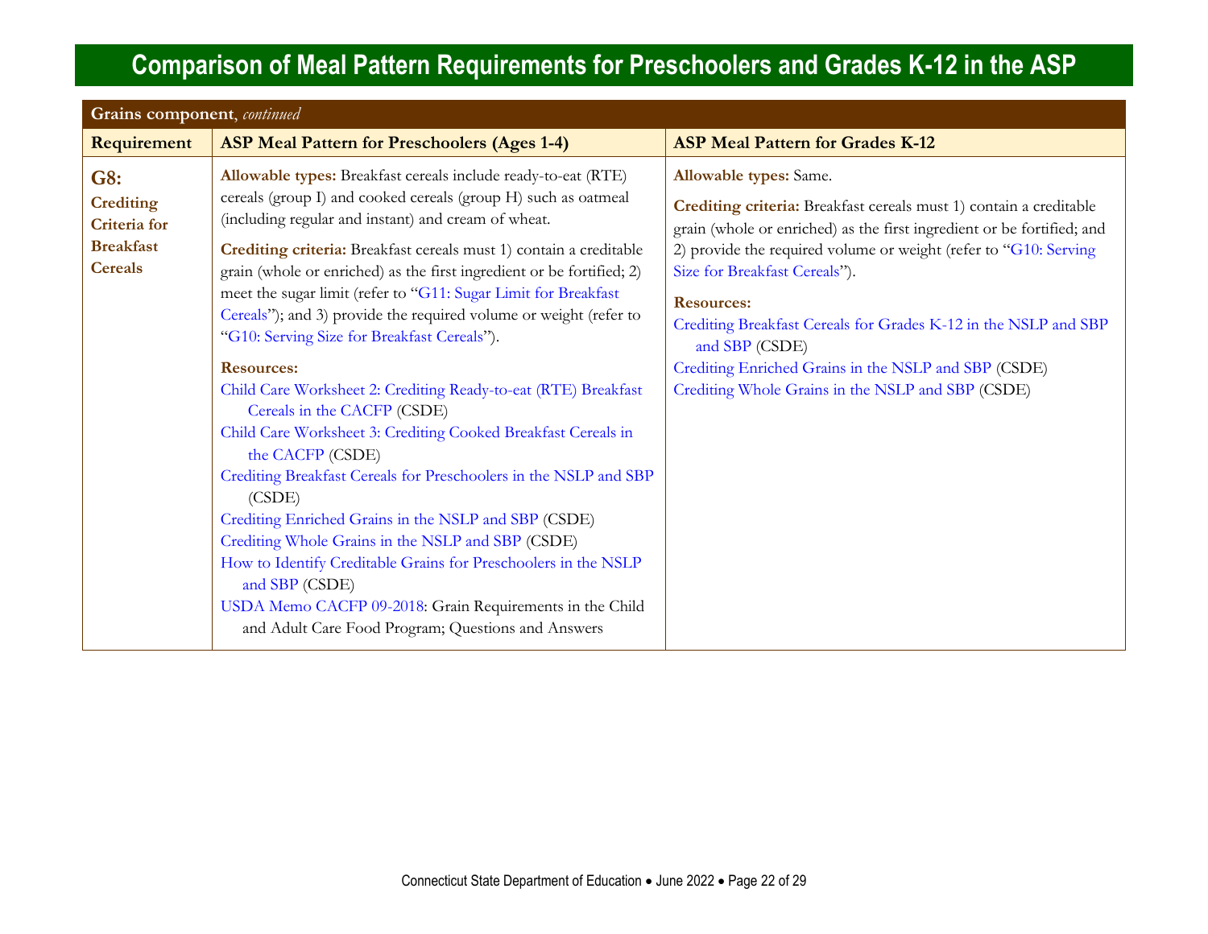# Comparison of Meal Pattern Requirements for Preschoolers and Grades K-12 in the ASP

| Grains component, *continued* | | |
|---|---|---|
| **Requirement** | **ASP Meal Pattern for Preschoolers (Ages 1-4)** | **ASP Meal Pattern for Grades K-12** |
| **G8: Crediting Criteria for Breakfast Cereals** | **Allowable types:** Breakfast cereals include ready-to-eat (RTE) cereals (group I) and cooked cereals (group H) such as oatmeal (including regular and instant) and cream of wheat.<br><br>**Crediting criteria:** Breakfast cereals must 1) contain a creditable grain (whole or enriched) as the first ingredient or be fortified; 2) meet the sugar limit (refer to "G11: Sugar Limit for Breakfast Cereals"); and 3) provide the required volume or weight (refer to "G10: Serving Size for Breakfast Cereals").<br><br>**Resources:**<br>Child Care Worksheet 2: Crediting Ready-to-eat (RTE) Breakfast Cereals in the CACFP (CSDE)<br>Child Care Worksheet 3: Crediting Cooked Breakfast Cereals in the CACFP (CSDE)<br>Crediting Breakfast Cereals for Preschoolers in the NSLP and SBP (CSDE)<br>Crediting Enriched Grains in the NSLP and SBP (CSDE)<br>Crediting Whole Grains in the NSLP and SBP (CSDE)<br>How to Identify Creditable Grains for Preschoolers in the NSLP and SBP (CSDE)<br>USDA Memo CACFP 09-2018: Grain Requirements in the Child and Adult Care Food Program; Questions and Answers | **Allowable types:** Same.<br><br>**Crediting criteria:** Breakfast cereals must 1) contain a creditable grain (whole or enriched) as the first ingredient or be fortified; and 2) provide the required volume or weight (refer to "G10: Serving Size for Breakfast Cereals").<br><br>**Resources:**<br>Crediting Breakfast Cereals for Grades K-12 in the NSLP and SBP and SBP (CSDE)<br>Crediting Enriched Grains in the NSLP and SBP (CSDE)<br>Crediting Whole Grains in the NSLP and SBP (CSDE) |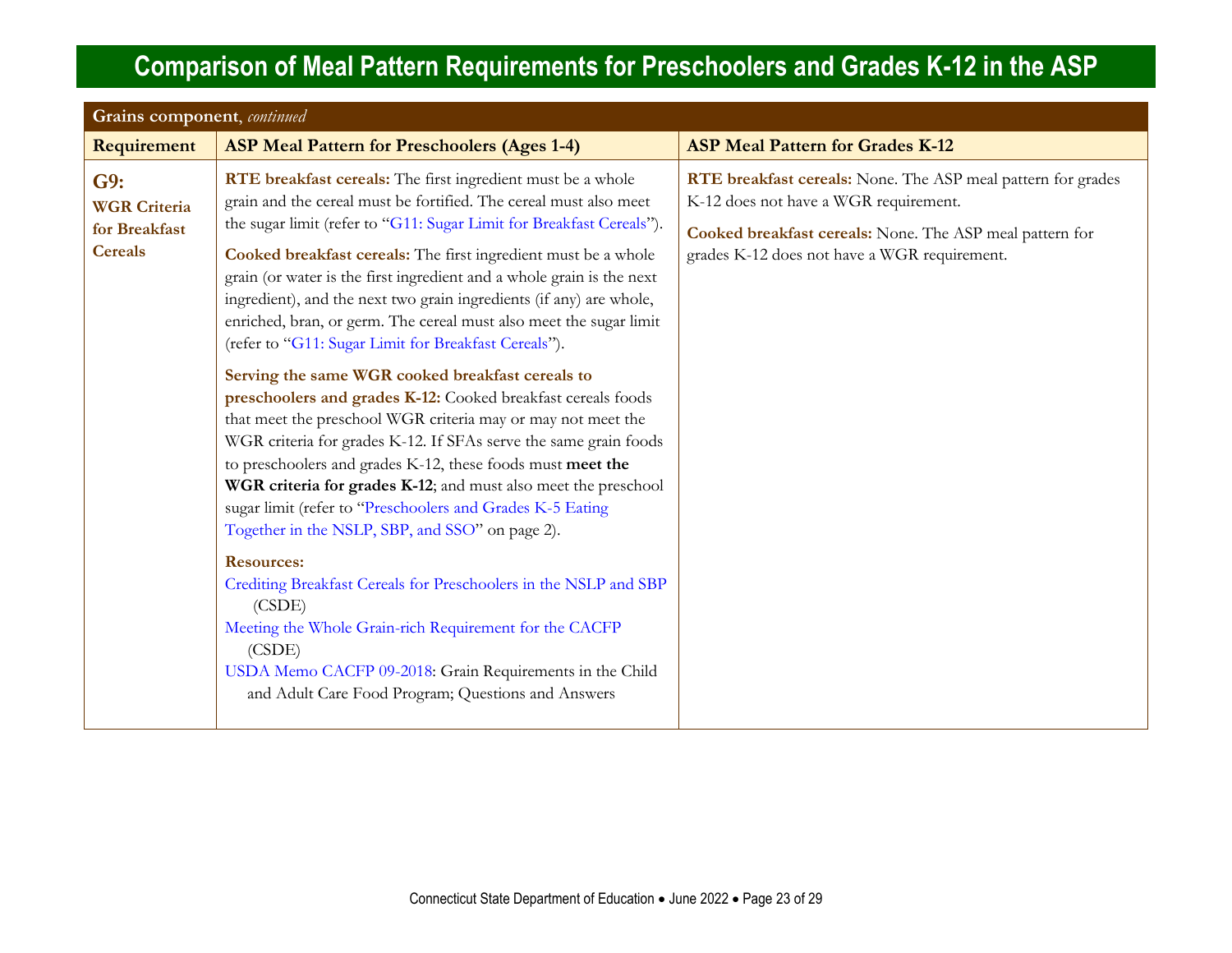# Comparison of Meal Pattern Requirements for Preschoolers and Grades K-12 in the ASP

| **Grains component**, *continued* | | |
|---|---|---|
| **Requirement** | **ASP Meal Pattern for Preschoolers (Ages 1-4)** | **ASP Meal Pattern for Grades K-12** |
| **G9: WGR Criteria for Breakfast Cereals** | **RTE breakfast cereals:** The first ingredient must be a whole grain and the cereal must be fortified. The cereal must also meet the sugar limit (refer to "G11: Sugar Limit for Breakfast Cereals").<br><br>**Cooked breakfast cereals:** The first ingredient must be a whole grain (or water is the first ingredient and a whole grain is the next ingredient), and the next two grain ingredients (if any) are whole, enriched, bran, or germ. The cereal must also meet the sugar limit (refer to "G11: Sugar Limit for Breakfast Cereals").<br><br>**Serving the same WGR cooked breakfast cereals to preschoolers and grades K-12:** Cooked breakfast cereals foods that meet the preschool WGR criteria may or may not meet the WGR criteria for grades K-12. If SFAs serve the same grain foods to preschoolers and grades K-12, these foods must **meet the WGR criteria for grades K-12**; and must also meet the preschool sugar limit (refer to "Preschoolers and Grades K-5 Eating Together in the NSLP, SBP, and SSO" on page 2).<br><br>**Resources:**<br>Crediting Breakfast Cereals for Preschoolers in the NSLP and SBP (CSDE)<br>Meeting the Whole Grain-rich Requirement for the CACFP (CSDE)<br>USDA Memo CACFP 09-2018: Grain Requirements in the Child and Adult Care Food Program; Questions and Answers | **RTE breakfast cereals:** None. The ASP meal pattern for grades K-12 does not have a WGR requirement.<br><br>**Cooked breakfast cereals:** None. The ASP meal pattern for grades K-12 does not have a WGR requirement. |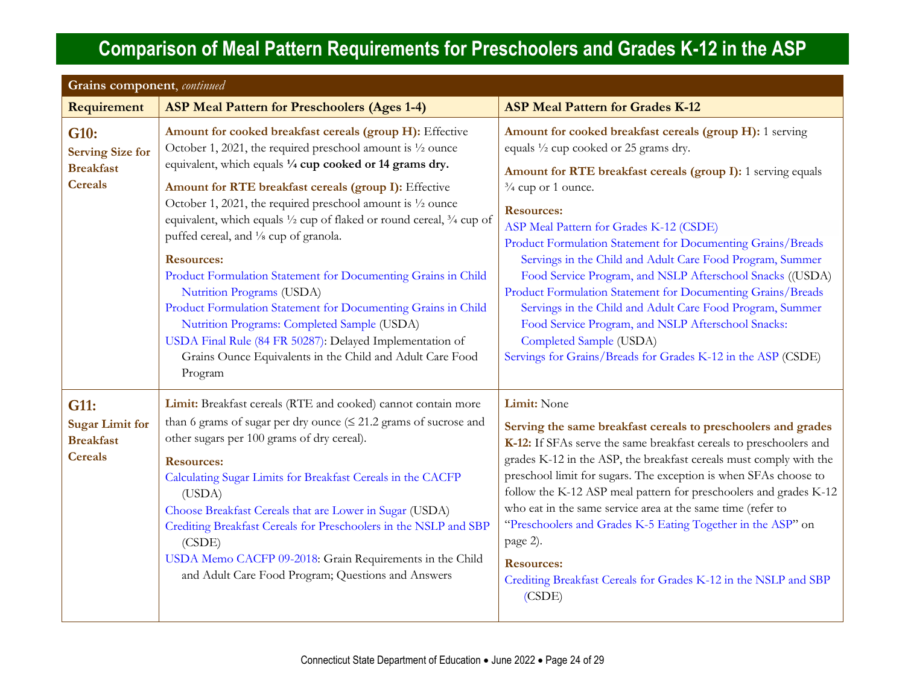# Comparison of Meal Pattern Requirements for Preschoolers and Grades K-12 in the ASP

| **Grains component**, *continued* | | |
|---|---|---|
| **Requirement** | **ASP Meal Pattern for Preschoolers (Ages 1-4)** | **ASP Meal Pattern for Grades K-12** |
| **G10: Serving Size for Breakfast Cereals** | **Amount for cooked breakfast cereals (group H):** Effective October 1, 2021, the required preschool amount is ½ ounce equivalent, which equals **¼ cup cooked or 14 grams dry.**<br><br>**Amount for RTE breakfast cereals (group I):** Effective October 1, 2021, the required preschool amount is ½ ounce equivalent, which equals ½ cup of flaked or round cereal, ¾ cup of puffed cereal, and ⅛ cup of granola.<br><br>**Resources:**<br>Product Formulation Statement for Documenting Grains in Child Nutrition Programs (USDA)<br>Product Formulation Statement for Documenting Grains in Child Nutrition Programs: Completed Sample (USDA)<br>USDA Final Rule (84 FR 50287): Delayed Implementation of Grains Ounce Equivalents in the Child and Adult Care Food Program | **Amount for cooked breakfast cereals (group H):** 1 serving equals ½ cup cooked or 25 grams dry.<br><br>**Amount for RTE breakfast cereals (group I):** 1 serving equals ¾ cup or 1 ounce.<br><br>**Resources:**<br>ASP Meal Pattern for Grades K-12 (CSDE)<br>Product Formulation Statement for Documenting Grains/Breads Servings in the Child and Adult Care Food Program, Summer Food Service Program, and NSLP Afterschool Snacks ((USDA)<br>Product Formulation Statement for Documenting Grains/Breads Servings in the Child and Adult Care Food Program, Summer Food Service Program, and NSLP Afterschool Snacks: Completed Sample (USDA)<br>Servings for Grains/Breads for Grades K-12 in the ASP (CSDE) |
| **G11: Sugar Limit for Breakfast Cereals** | **Limit:** Breakfast cereals (RTE and cooked) cannot contain more than 6 grams of sugar per dry ounce (≤ 21.2 grams of sucrose and other sugars per 100 grams of dry cereal).<br><br>**Resources:**<br>Calculating Sugar Limits for Breakfast Cereals in the CACFP (USDA)<br>Choose Breakfast Cereals that are Lower in Sugar (USDA)<br>Crediting Breakfast Cereals for Preschoolers in the NSLP and SBP (CSDE)<br>USDA Memo CACFP 09-2018: Grain Requirements in the Child and Adult Care Food Program; Questions and Answers | **Limit:** None<br><br>**Serving the same breakfast cereals to preschoolers and grades K-12:** If SFAs serve the same breakfast cereals to preschoolers and grades K-12 in the ASP, the breakfast cereals must comply with the preschool limit for sugars. The exception is when SFAs choose to follow the K-12 ASP meal pattern for preschoolers and grades K-12 who eat in the same service area at the same time (refer to "Preschoolers and Grades K-5 Eating Together in the ASP" on page 2).<br><br>**Resources:**<br>Crediting Breakfast Cereals for Grades K-12 in the NSLP and SBP (CSDE) |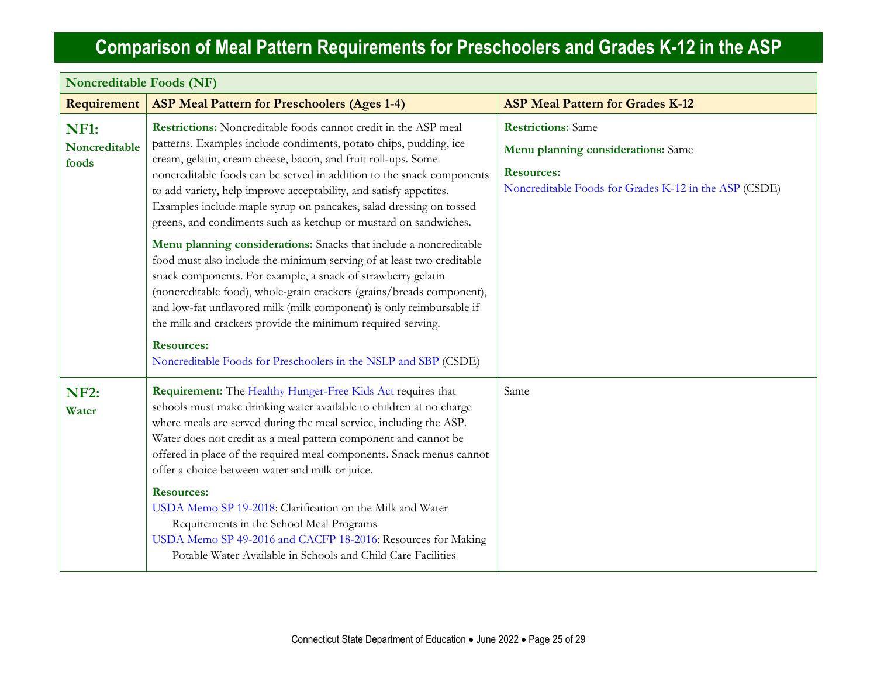# Comparison of Meal Pattern Requirements for Preschoolers and Grades K-12 in the ASP

| Noncreditable Foods (NF) | | |
|---|---|---|
| **Requirement** | **ASP Meal Pattern for Preschoolers (Ages 1-4)** | **ASP Meal Pattern for Grades K-12** |
| **NF1: Noncreditable foods** | **Restrictions:** Noncreditable foods cannot credit in the ASP meal patterns. Examples include condiments, potato chips, pudding, ice cream, gelatin, cream cheese, bacon, and fruit roll-ups. Some noncreditable foods can be served in addition to the snack components to add variety, help improve acceptability, and satisfy appetites. Examples include maple syrup on pancakes, salad dressing on tossed greens, and condiments such as ketchup or mustard on sandwiches.<br><br>**Menu planning considerations:** Snacks that include a noncreditable food must also include the minimum serving of at least two creditable snack components. For example, a snack of strawberry gelatin (noncreditable food), whole-grain crackers (grains/breads component), and low-fat unflavored milk (milk component) is only reimbursable if the milk and crackers provide the minimum required serving.<br><br>**Resources:**<br>Noncreditable Foods for Preschoolers in the NSLP and SBP (CSDE) | **Restrictions:** Same<br><br>**Menu planning considerations:** Same<br><br>**Resources:**<br>Noncreditable Foods for Grades K-12 in the ASP (CSDE) |
| **NF2: Water** | **Requirement:** The Healthy Hunger-Free Kids Act requires that schools must make drinking water available to children at no charge where meals are served during the meal service, including the ASP. Water does not credit as a meal pattern component and cannot be offered in place of the required meal components. Snack menus cannot offer a choice between water and milk or juice.<br><br>**Resources:**<br>USDA Memo SP 19-2018: Clarification on the Milk and Water Requirements in the School Meal Programs<br>USDA Memo SP 49-2016 and CACFP 18-2016: Resources for Making Potable Water Available in Schools and Child Care Facilities | Same |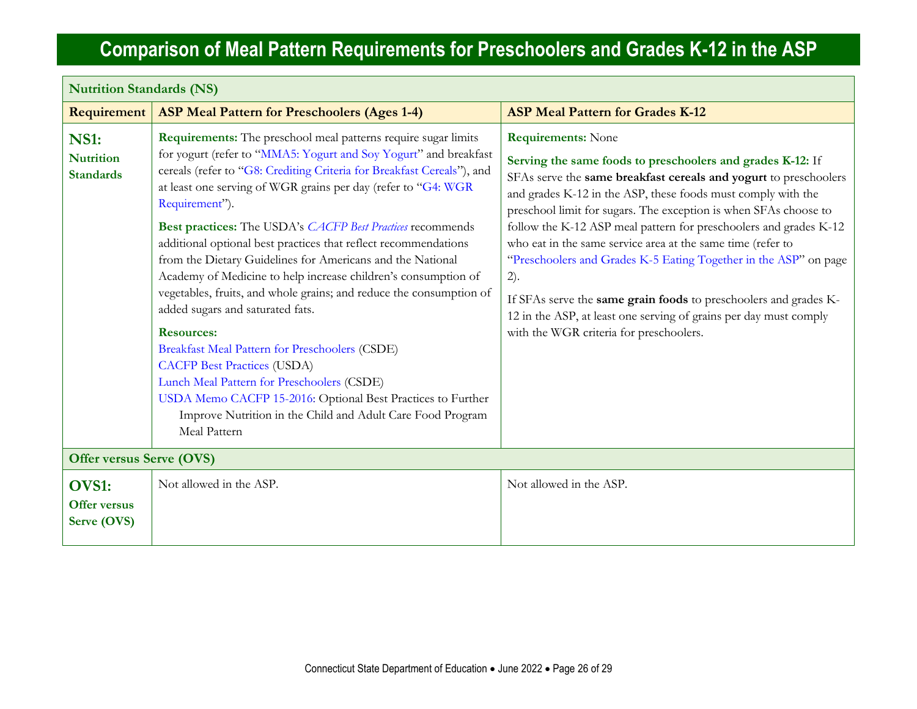# Comparison of Meal Pattern Requirements for Preschoolers and Grades K-12 in the ASP

| Nutrition Standards (NS) | | |
|---|---|---|
| **Requirement** | **ASP Meal Pattern for Preschoolers (Ages 1-4)** | **ASP Meal Pattern for Grades K-12** |
| **NS1: Nutrition Standards** | **Requirements:** The preschool meal patterns require sugar limits for yogurt (refer to "MMA5: Yogurt and Soy Yogurt" and breakfast cereals (refer to "G8: Crediting Criteria for Breakfast Cereals"), and at least one serving of WGR grains per day (refer to "G4: WGR Requirement").<br><br>**Best practices:** The USDA's *CACFP Best Practices* recommends additional optional best practices that reflect recommendations from the Dietary Guidelines for Americans and the National Academy of Medicine to help increase children's consumption of vegetables, fruits, and whole grains; and reduce the consumption of added sugars and saturated fats.<br><br>**Resources:**<br>Breakfast Meal Pattern for Preschoolers (CSDE)<br>CACFP Best Practices (USDA)<br>Lunch Meal Pattern for Preschoolers (CSDE)<br>USDA Memo CACFP 15-2016: Optional Best Practices to Further Improve Nutrition in the Child and Adult Care Food Program Meal Pattern | **Requirements:** None<br><br>**Serving the same foods to preschoolers and grades K-12:** If SFAs serve the **same breakfast cereals and yogurt** to preschoolers and grades K-12 in the ASP, these foods must comply with the preschool limit for sugars. The exception is when SFAs choose to follow the K-12 ASP meal pattern for preschoolers and grades K-12 who eat in the same service area at the same time (refer to "Preschoolers and Grades K-5 Eating Together in the ASP" on page 2).<br><br>If SFAs serve the **same grain foods** to preschoolers and grades K-12 in the ASP, at least one serving of grains per day must comply with the WGR criteria for preschoolers. |
| **Offer versus Serve (OVS)** | | |
| **OVS1: Offer versus Serve (OVS)** | Not allowed in the ASP. | Not allowed in the ASP. |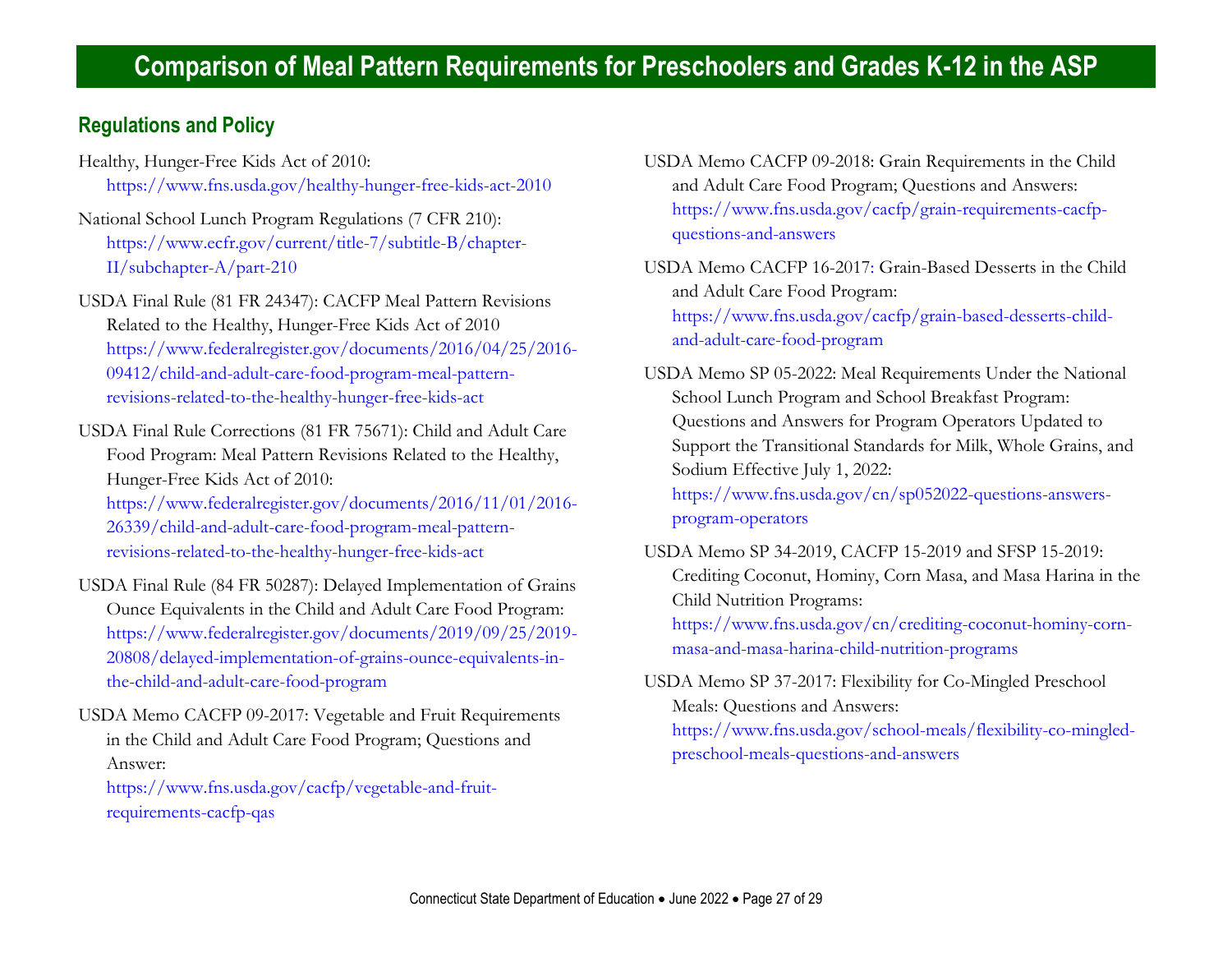# Comparison of Meal Pattern Requirements for Preschoolers and Grades K-12 in the ASP

## Regulations and Policy

Healthy, Hunger-Free Kids Act of 2010:
https://www.fns.usda.gov/healthy-hunger-free-kids-act-2010

National School Lunch Program Regulations (7 CFR 210):
https://www.ecfr.gov/current/title-7/subtitle-B/chapter-II/subchapter-A/part-210

USDA Final Rule (81 FR 24347): CACFP Meal Pattern Revisions Related to the Healthy, Hunger-Free Kids Act of 2010
https://www.federalregister.gov/documents/2016/04/25/2016-09412/child-and-adult-care-food-program-meal-pattern-revisions-related-to-the-healthy-hunger-free-kids-act

USDA Final Rule Corrections (81 FR 75671): Child and Adult Care Food Program: Meal Pattern Revisions Related to the Healthy, Hunger-Free Kids Act of 2010:
https://www.federalregister.gov/documents/2016/11/01/2016-26339/child-and-adult-care-food-program-meal-pattern-revisions-related-to-the-healthy-hunger-free-kids-act

USDA Final Rule (84 FR 50287): Delayed Implementation of Grains Ounce Equivalents in the Child and Adult Care Food Program:
https://www.federalregister.gov/documents/2019/09/25/2019-20808/delayed-implementation-of-grains-ounce-equivalents-in-the-child-and-adult-care-food-program

USDA Memo CACFP 09-2017: Vegetable and Fruit Requirements in the Child and Adult Care Food Program; Questions and Answer:
https://www.fns.usda.gov/cacfp/vegetable-and-fruit-requirements-cacfp-qas

USDA Memo CACFP 09-2018: Grain Requirements in the Child and Adult Care Food Program; Questions and Answers:
https://www.fns.usda.gov/cacfp/grain-requirements-cacfp-questions-and-answers

USDA Memo CACFP 16-2017: Grain-Based Desserts in the Child and Adult Care Food Program:
https://www.fns.usda.gov/cacfp/grain-based-desserts-child-and-adult-care-food-program

USDA Memo SP 05-2022: Meal Requirements Under the National School Lunch Program and School Breakfast Program: Questions and Answers for Program Operators Updated to Support the Transitional Standards for Milk, Whole Grains, and Sodium Effective July 1, 2022:
https://www.fns.usda.gov/cn/sp052022-questions-answers-program-operators

USDA Memo SP 34-2019, CACFP 15-2019 and SFSP 15-2019: Crediting Coconut, Hominy, Corn Masa, and Masa Harina in the Child Nutrition Programs:
https://www.fns.usda.gov/cn/crediting-coconut-hominy-corn-masa-and-masa-harina-child-nutrition-programs

USDA Memo SP 37-2017: Flexibility for Co-Mingled Preschool Meals: Questions and Answers:
https://www.fns.usda.gov/school-meals/flexibility-co-mingled-preschool-meals-questions-and-answers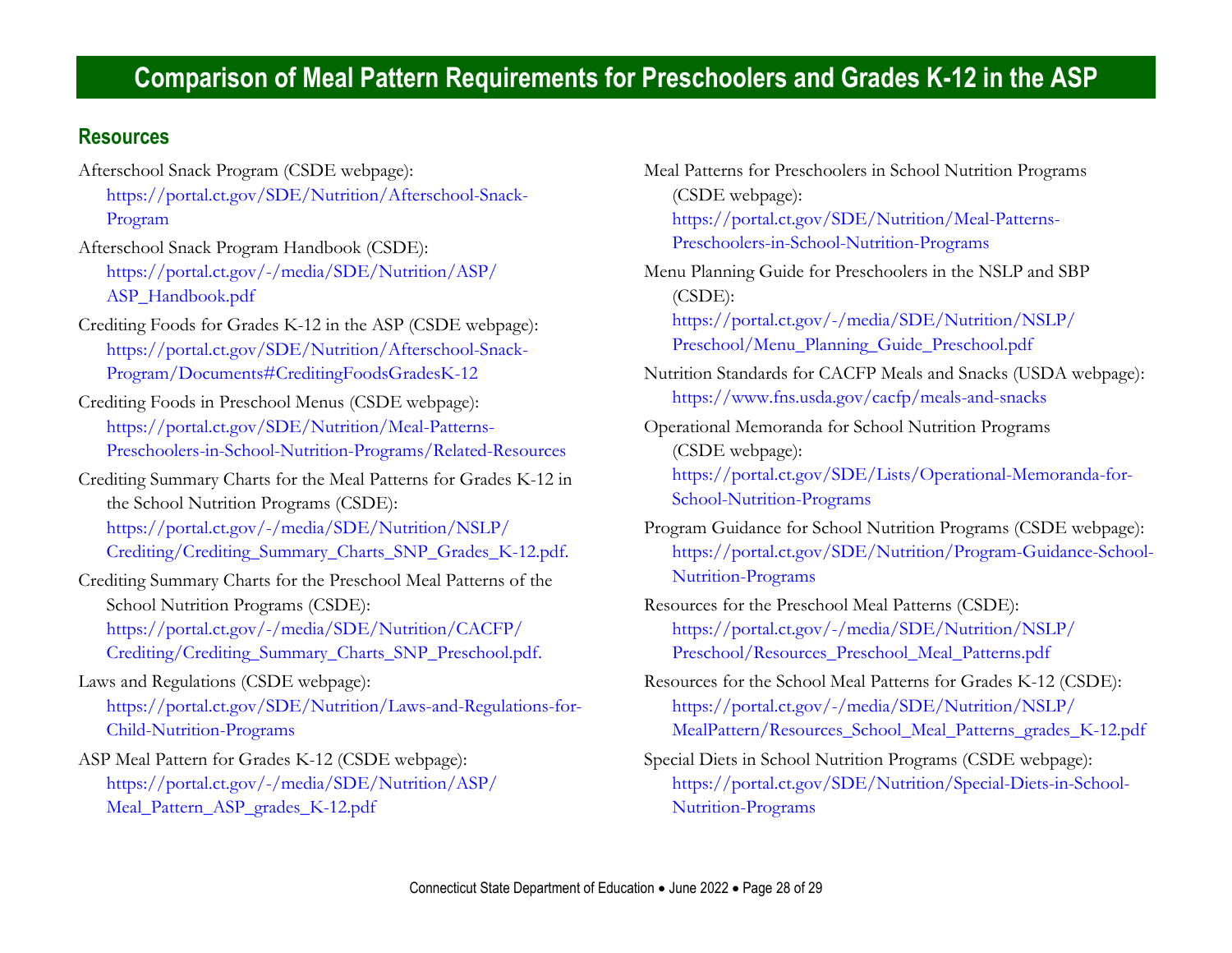# Comparison of Meal Pattern Requirements for Preschoolers and Grades K-12 in the ASP

## Resources

Afterschool Snack Program (CSDE webpage):
https://portal.ct.gov/SDE/Nutrition/Afterschool-Snack-Program

Afterschool Snack Program Handbook (CSDE):
https://portal.ct.gov/-/media/SDE/Nutrition/ASP/ASP_Handbook.pdf

Crediting Foods for Grades K-12 in the ASP (CSDE webpage):
https://portal.ct.gov/SDE/Nutrition/Afterschool-Snack-Program/Documents#CreditingFoodsGradesK-12

Crediting Foods in Preschool Menus (CSDE webpage):
https://portal.ct.gov/SDE/Nutrition/Meal-Patterns-Preschoolers-in-School-Nutrition-Programs/Related-Resources

Crediting Summary Charts for the Meal Patterns for Grades K-12 in the School Nutrition Programs (CSDE):
https://portal.ct.gov/-/media/SDE/Nutrition/NSLP/Crediting/Crediting_Summary_Charts_SNP_Grades_K-12.pdf.

Crediting Summary Charts for the Preschool Meal Patterns of the School Nutrition Programs (CSDE):
https://portal.ct.gov/-/media/SDE/Nutrition/CACFP/Crediting/Crediting_Summary_Charts_SNP_Preschool.pdf.

Laws and Regulations (CSDE webpage):
https://portal.ct.gov/SDE/Nutrition/Laws-and-Regulations-for-Child-Nutrition-Programs

ASP Meal Pattern for Grades K-12 (CSDE webpage):
https://portal.ct.gov/-/media/SDE/Nutrition/ASP/Meal_Pattern_ASP_grades_K-12.pdf

Meal Patterns for Preschoolers in School Nutrition Programs (CSDE webpage):
https://portal.ct.gov/SDE/Nutrition/Meal-Patterns-Preschoolers-in-School-Nutrition-Programs

Menu Planning Guide for Preschoolers in the NSLP and SBP (CSDE):
https://portal.ct.gov/-/media/SDE/Nutrition/NSLP/Preschool/Menu_Planning_Guide_Preschool.pdf

Nutrition Standards for CACFP Meals and Snacks (USDA webpage):
https://www.fns.usda.gov/cacfp/meals-and-snacks

Operational Memoranda for School Nutrition Programs (CSDE webpage):
https://portal.ct.gov/SDE/Lists/Operational-Memoranda-for-School-Nutrition-Programs

Program Guidance for School Nutrition Programs (CSDE webpage):
https://portal.ct.gov/SDE/Nutrition/Program-Guidance-School-Nutrition-Programs

Resources for the Preschool Meal Patterns (CSDE):
https://portal.ct.gov/-/media/SDE/Nutrition/NSLP/Preschool/Resources_Preschool_Meal_Patterns.pdf

Resources for the School Meal Patterns for Grades K-12 (CSDE):
https://portal.ct.gov/-/media/SDE/Nutrition/NSLP/MealPattern/Resources_School_Meal_Patterns_grades_K-12.pdf

Special Diets in School Nutrition Programs (CSDE webpage):
https://portal.ct.gov/SDE/Nutrition/Special-Diets-in-School-Nutrition-Programs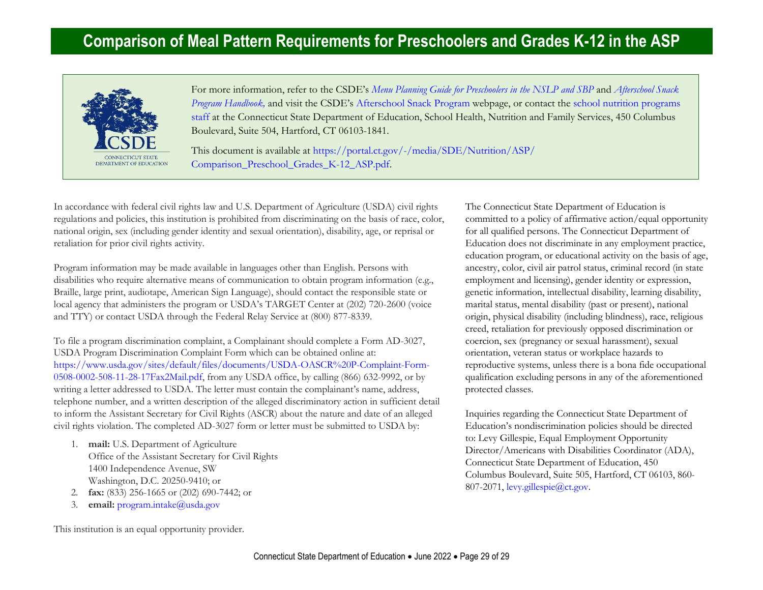# Comparison of Meal Pattern Requirements for Preschoolers and Grades K-12 in the ASP

For more information, refer to the CSDE's *Menu Planning Guide for Preschoolers in the NSLP and SBP* and *Afterschool Snack Program Handbook,* and visit the CSDE's Afterschool Snack Program webpage, or contact the school nutrition programs staff at the Connecticut State Department of Education, School Health, Nutrition and Family Services, 450 Columbus Boulevard, Suite 504, Hartford, CT 06103-1841.

This document is available at https://portal.ct.gov/-/media/SDE/Nutrition/ASP/Comparison_Preschool_Grades_K-12_ASP.pdf.

In accordance with federal civil rights law and U.S. Department of Agriculture (USDA) civil rights regulations and policies, this institution is prohibited from discriminating on the basis of race, color, national origin, sex (including gender identity and sexual orientation), disability, age, or reprisal or retaliation for prior civil rights activity.

Program information may be made available in languages other than English. Persons with disabilities who require alternative means of communication to obtain program information (e.g., Braille, large print, audiotape, American Sign Language), should contact the responsible state or local agency that administers the program or USDA's TARGET Center at (202) 720-2600 (voice and TTY) or contact USDA through the Federal Relay Service at (800) 877-8339.

To file a program discrimination complaint, a Complainant should complete a Form AD-3027, USDA Program Discrimination Complaint Form which can be obtained online at: https://www.usda.gov/sites/default/files/documents/USDA-OASCR%20P-Complaint-Form-0508-0002-508-11-28-17Fax2Mail.pdf, from any USDA office, by calling (866) 632-9992, or by writing a letter addressed to USDA. The letter must contain the complainant's name, address, telephone number, and a written description of the alleged discriminatory action in sufficient detail to inform the Assistant Secretary for Civil Rights (ASCR) about the nature and date of an alleged civil rights violation. The completed AD-3027 form or letter must be submitted to USDA by:

1. **mail:** U.S. Department of Agriculture
   Office of the Assistant Secretary for Civil Rights
   1400 Independence Avenue, SW
   Washington, D.C. 20250-9410; or
2. **fax:** (833) 256-1665 or (202) 690-7442; or
3. **email:** program.intake@usda.gov

This institution is an equal opportunity provider.

The Connecticut State Department of Education is committed to a policy of affirmative action/equal opportunity for all qualified persons. The Connecticut Department of Education does not discriminate in any employment practice, education program, or educational activity on the basis of age, ancestry, color, civil air patrol status, criminal record (in state employment and licensing), gender identity or expression, genetic information, intellectual disability, learning disability, marital status, mental disability (past or present), national origin, physical disability (including blindness), race, religious creed, retaliation for previously opposed discrimination or coercion, sex (pregnancy or sexual harassment), sexual orientation, veteran status or workplace hazards to reproductive systems, unless there is a bona fide occupational qualification excluding persons in any of the aforementioned protected classes.

Inquiries regarding the Connecticut State Department of Education's nondiscrimination policies should be directed to: Levy Gillespie, Equal Employment Opportunity Director/Americans with Disabilities Coordinator (ADA), Connecticut State Department of Education, 450 Columbus Boulevard, Suite 505, Hartford, CT 06103, 860-807-2071, levy.gillespie@ct.gov.